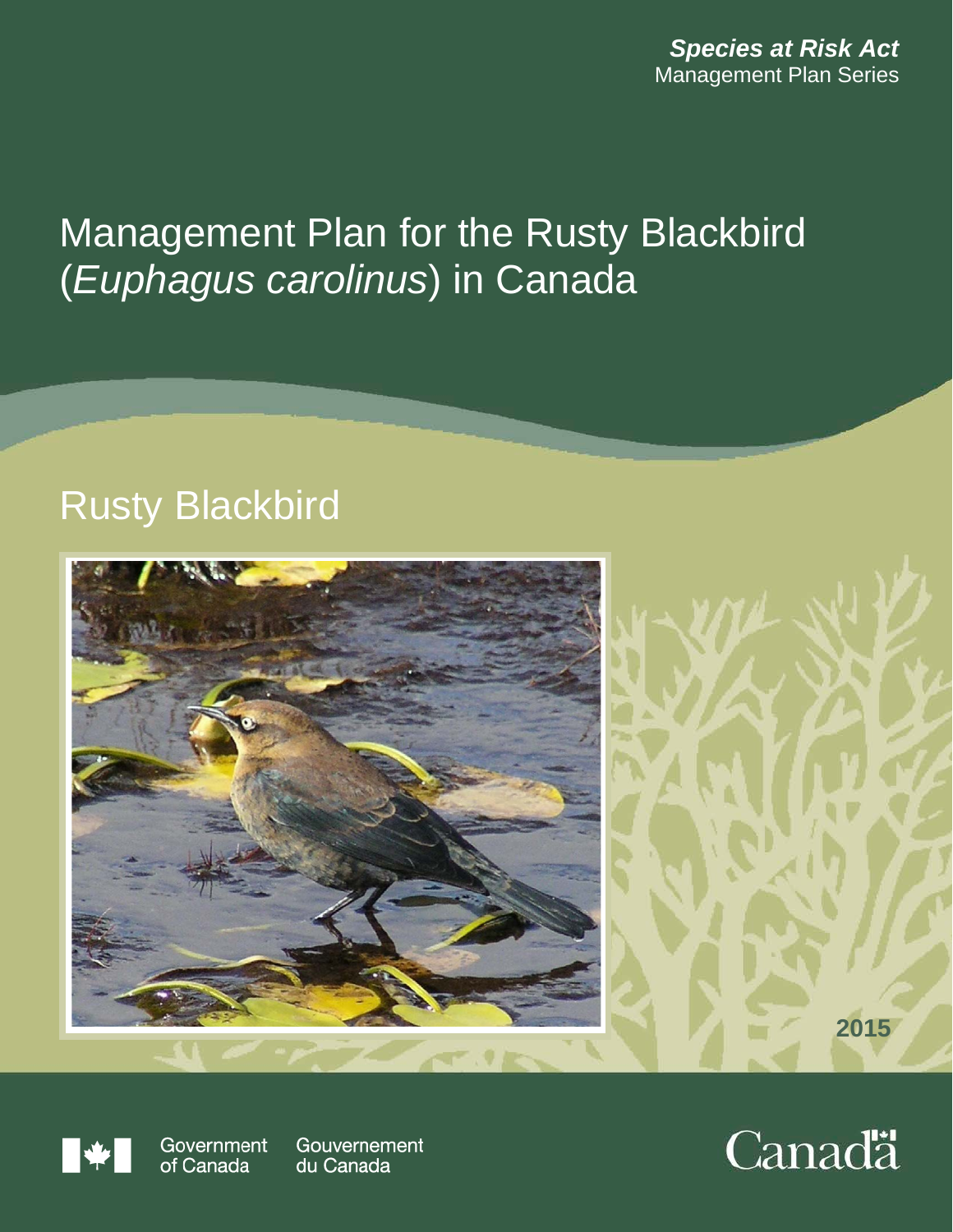***Species at Risk Act***
Management Plan Series

# Management Plan for the Rusty Blackbird (*Euphagus carolinus*) in Canada

## Rusty Blackbird

2015

Government of Canada Gouvernement du Canada

Canada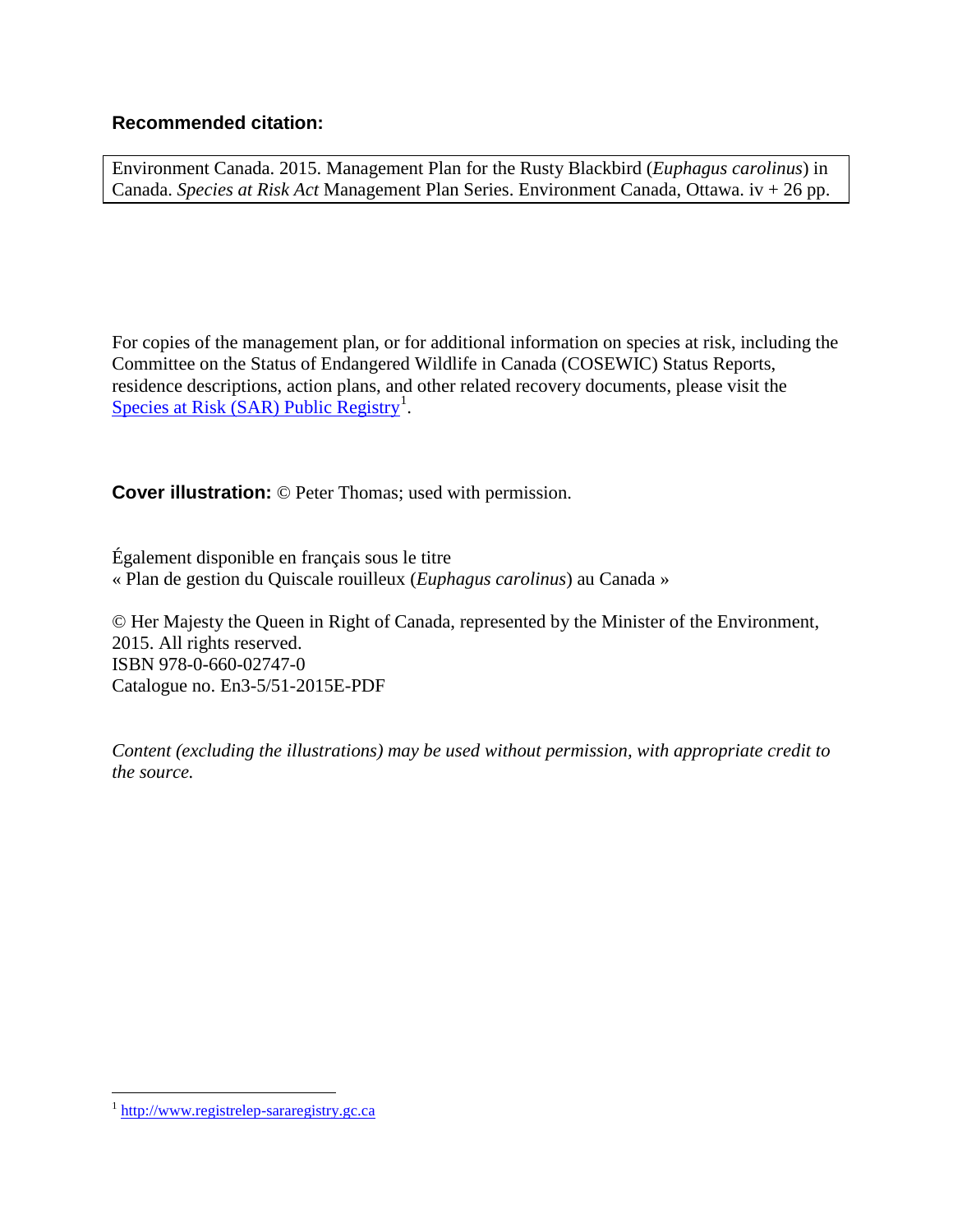**Recommended citation:**

Environment Canada. 2015. Management Plan for the Rusty Blackbird (*Euphagus carolinus*) in Canada. *Species at Risk Act* Management Plan Series. Environment Canada, Ottawa. iv + 26 pp.

For copies of the management plan, or for additional information on species at risk, including the Committee on the Status of Endangered Wildlife in Canada (COSEWIC) Status Reports, residence descriptions, action plans, and other related recovery documents, please visit the Species at Risk (SAR) Public Registry[1].

**Cover illustration:** © Peter Thomas; used with permission.

Également disponible en français sous le titre
« Plan de gestion du Quiscale rouilleux (*Euphagus carolinus*) au Canada »

© Her Majesty the Queen in Right of Canada, represented by the Minister of the Environment, 2015. All rights reserved.
ISBN 978-0-660-02747-0
Catalogue no. En3-5/51-2015E-PDF

*Content (excluding the illustrations) may be used without permission, with appropriate credit to the source.*

[1] http://www.registrelep-sararegistry.gc.ca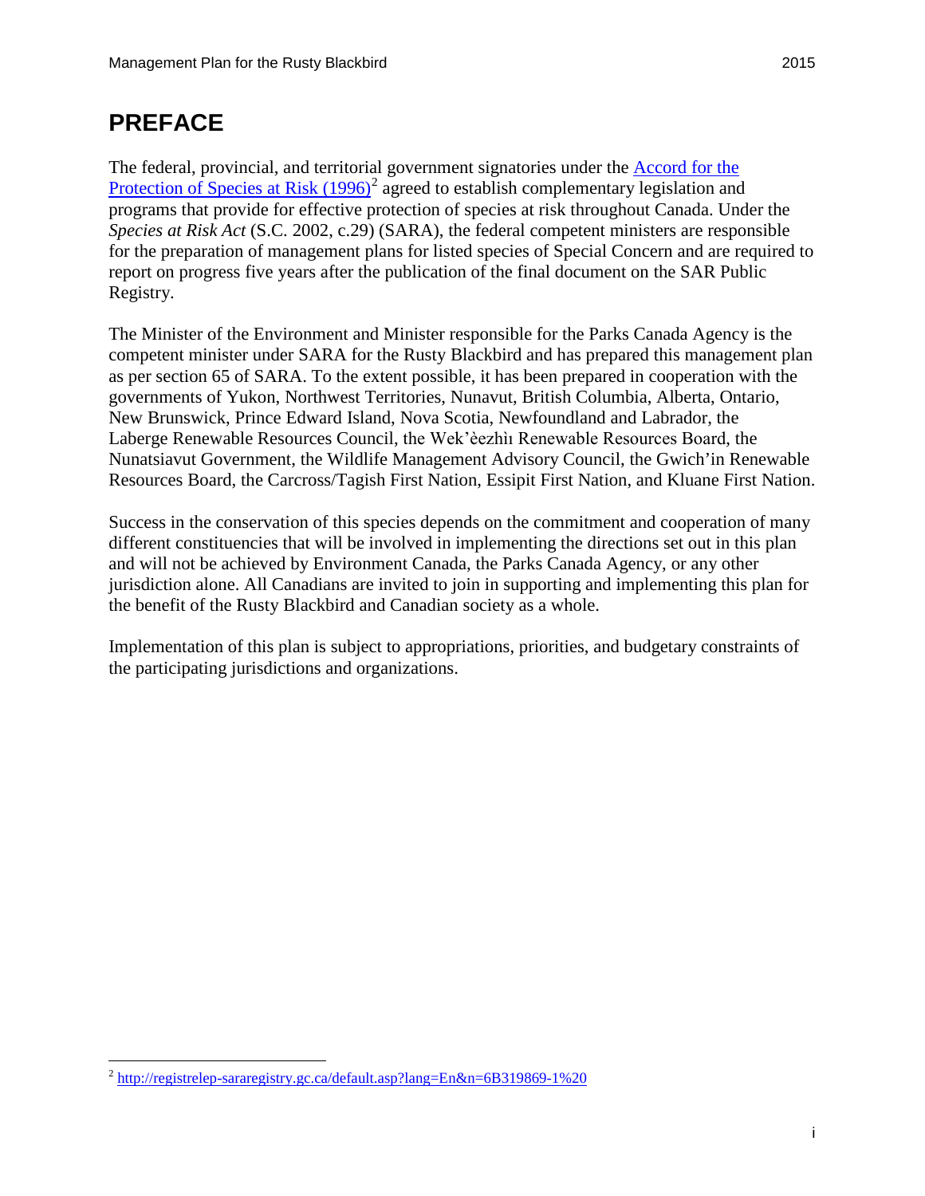# PREFACE

The federal, provincial, and territorial government signatories under the [Accord for the Protection of Species at Risk (1996)](http://registrelep-sararegistry.gc.ca/default.asp?lang=En&n=6B319869-1%20)[2] agreed to establish complementary legislation and programs that provide for effective protection of species at risk throughout Canada. Under the *Species at Risk Act* (S.C. 2002, c.29) (SARA), the federal competent ministers are responsible for the preparation of management plans for listed species of Special Concern and are required to report on progress five years after the publication of the final document on the SAR Public Registry.

The Minister of the Environment and Minister responsible for the Parks Canada Agency is the competent minister under SARA for the Rusty Blackbird and has prepared this management plan as per section 65 of SARA. To the extent possible, it has been prepared in cooperation with the governments of Yukon, Northwest Territories, Nunavut, British Columbia, Alberta, Ontario, New Brunswick, Prince Edward Island, Nova Scotia, Newfoundland and Labrador, the Laberge Renewable Resources Council, the Wek'èezhìı Renewable Resources Board, the Nunatsiavut Government, the Wildlife Management Advisory Council, the Gwich'in Renewable Resources Board, the Carcross/Tagish First Nation, Essipit First Nation, and Kluane First Nation.

Success in the conservation of this species depends on the commitment and cooperation of many different constituencies that will be involved in implementing the directions set out in this plan and will not be achieved by Environment Canada, the Parks Canada Agency, or any other jurisdiction alone. All Canadians are invited to join in supporting and implementing this plan for the benefit of the Rusty Blackbird and Canadian society as a whole.

Implementation of this plan is subject to appropriations, priorities, and budgetary constraints of the participating jurisdictions and organizations.

---

[2] http://registrelep-sararegistry.gc.ca/default.asp?lang=En&n=6B319869-1%20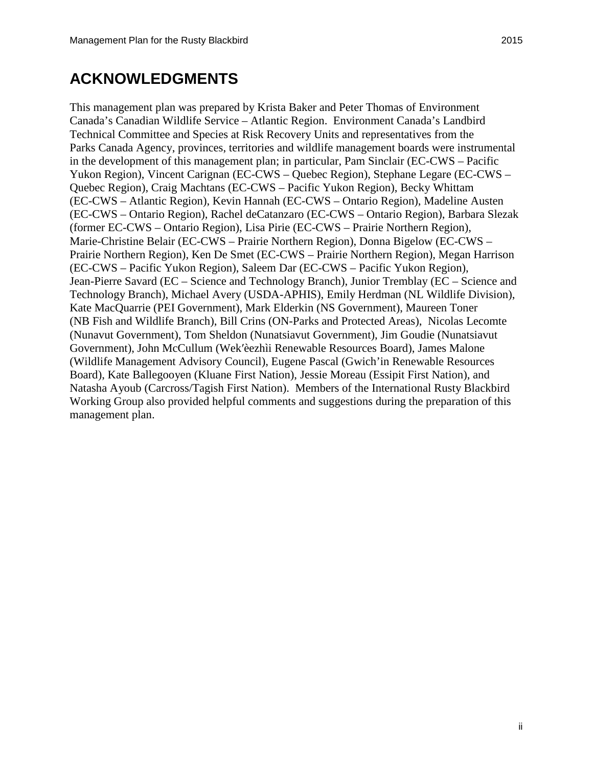# ACKNOWLEDGMENTS

This management plan was prepared by Krista Baker and Peter Thomas of Environment Canada's Canadian Wildlife Service – Atlantic Region. Environment Canada's Landbird Technical Committee and Species at Risk Recovery Units and representatives from the Parks Canada Agency, provinces, territories and wildlife management boards were instrumental in the development of this management plan; in particular, Pam Sinclair (EC-CWS – Pacific Yukon Region), Vincent Carignan (EC-CWS – Quebec Region), Stephane Legare (EC-CWS – Quebec Region), Craig Machtans (EC-CWS – Pacific Yukon Region), Becky Whittam (EC-CWS – Atlantic Region), Kevin Hannah (EC-CWS – Ontario Region), Madeline Austen (EC-CWS – Ontario Region), Rachel deCatanzaro (EC-CWS – Ontario Region), Barbara Slezak (former EC-CWS – Ontario Region), Lisa Pirie (EC-CWS – Prairie Northern Region), Marie-Christine Belair (EC-CWS – Prairie Northern Region), Donna Bigelow (EC-CWS – Prairie Northern Region), Ken De Smet (EC-CWS – Prairie Northern Region), Megan Harrison (EC-CWS – Pacific Yukon Region), Saleem Dar (EC-CWS – Pacific Yukon Region), Jean-Pierre Savard (EC – Science and Technology Branch), Junior Tremblay (EC – Science and Technology Branch), Michael Avery (USDA-APHIS), Emily Herdman (NL Wildlife Division), Kate MacQuarrie (PEI Government), Mark Elderkin (NS Government), Maureen Toner (NB Fish and Wildlife Branch), Bill Crins (ON-Parks and Protected Areas), Nicolas Lecomte (Nunavut Government), Tom Sheldon (Nunatsiavut Government), Jim Goudie (Nunatsiavut Government), John McCullum (Wek′èezhìi Renewable Resources Board), James Malone (Wildlife Management Advisory Council), Eugene Pascal (Gwich'in Renewable Resources Board), Kate Ballegooyen (Kluane First Nation), Jessie Moreau (Essipit First Nation), and Natasha Ayoub (Carcross/Tagish First Nation). Members of the International Rusty Blackbird Working Group also provided helpful comments and suggestions during the preparation of this management plan.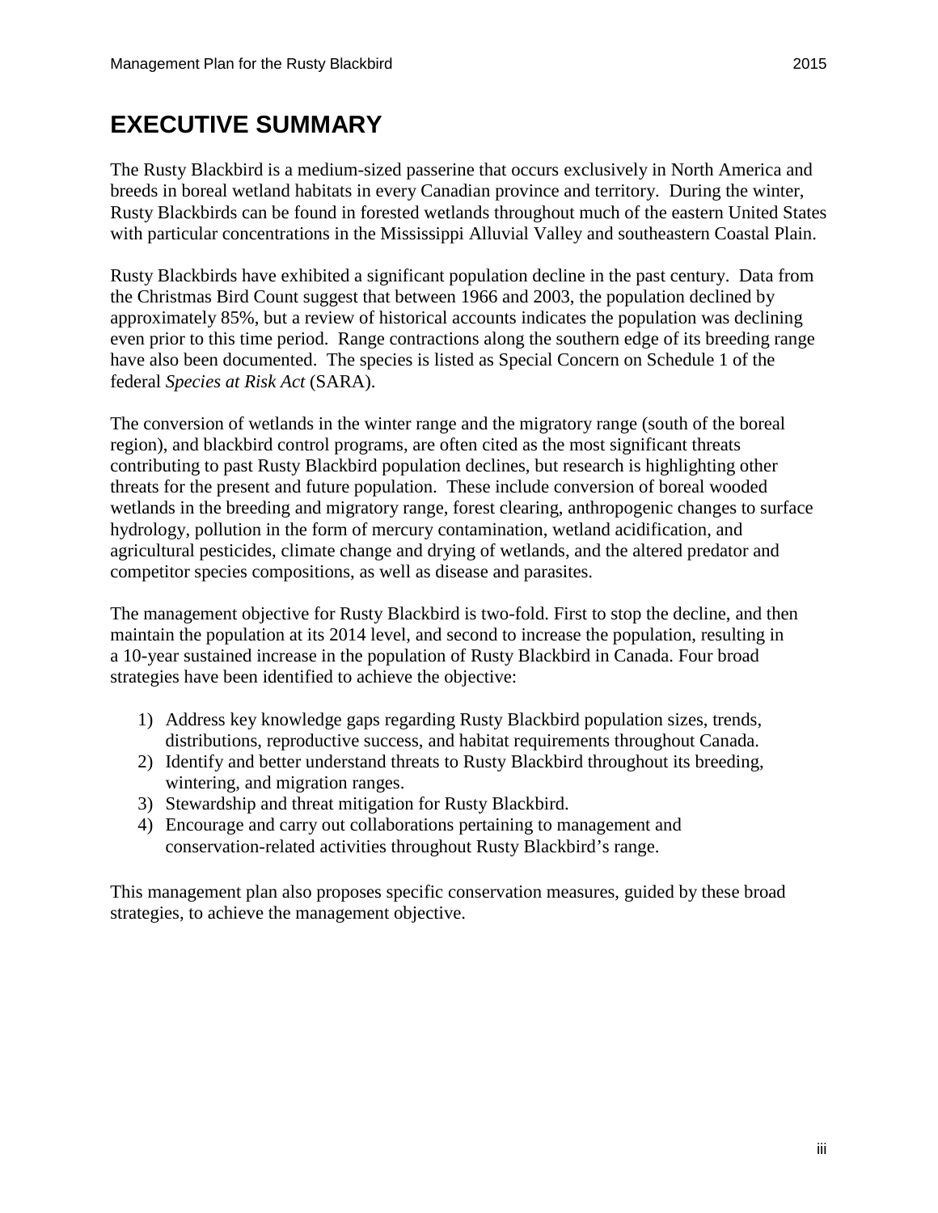# EXECUTIVE SUMMARY

The Rusty Blackbird is a medium-sized passerine that occurs exclusively in North America and breeds in boreal wetland habitats in every Canadian province and territory. During the winter, Rusty Blackbirds can be found in forested wetlands throughout much of the eastern United States with particular concentrations in the Mississippi Alluvial Valley and southeastern Coastal Plain.

Rusty Blackbirds have exhibited a significant population decline in the past century. Data from the Christmas Bird Count suggest that between 1966 and 2003, the population declined by approximately 85%, but a review of historical accounts indicates the population was declining even prior to this time period. Range contractions along the southern edge of its breeding range have also been documented. The species is listed as Special Concern on Schedule 1 of the federal *Species at Risk Act* (SARA).

The conversion of wetlands in the winter range and the migratory range (south of the boreal region), and blackbird control programs, are often cited as the most significant threats contributing to past Rusty Blackbird population declines, but research is highlighting other threats for the present and future population. These include conversion of boreal wooded wetlands in the breeding and migratory range, forest clearing, anthropogenic changes to surface hydrology, pollution in the form of mercury contamination, wetland acidification, and agricultural pesticides, climate change and drying of wetlands, and the altered predator and competitor species compositions, as well as disease and parasites.

The management objective for Rusty Blackbird is two-fold. First to stop the decline, and then maintain the population at its 2014 level, and second to increase the population, resulting in a 10-year sustained increase in the population of Rusty Blackbird in Canada. Four broad strategies have been identified to achieve the objective:

1) Address key knowledge gaps regarding Rusty Blackbird population sizes, trends, distributions, reproductive success, and habitat requirements throughout Canada.
2) Identify and better understand threats to Rusty Blackbird throughout its breeding, wintering, and migration ranges.
3) Stewardship and threat mitigation for Rusty Blackbird.
4) Encourage and carry out collaborations pertaining to management and conservation-related activities throughout Rusty Blackbird's range.

This management plan also proposes specific conservation measures, guided by these broad strategies, to achieve the management objective.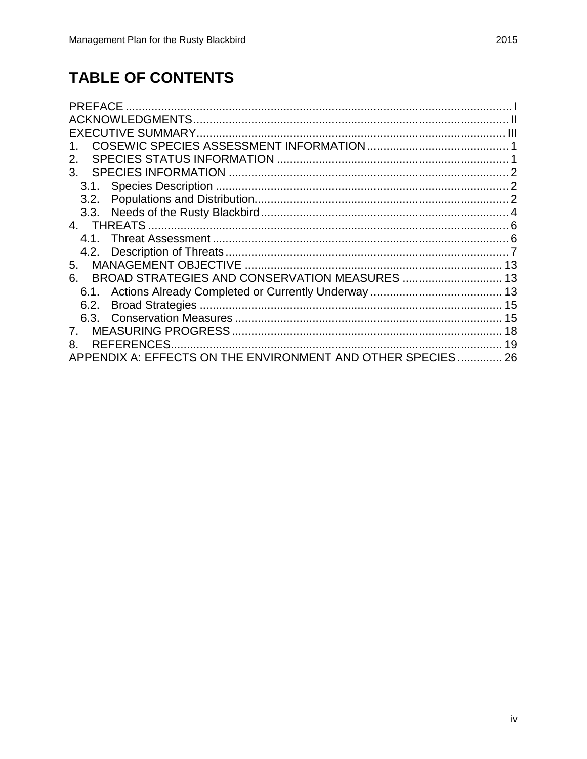# TABLE OF CONTENTS

PREFACE ..... I
ACKNOWLEDGMENTS ..... II
EXECUTIVE SUMMARY ..... III
1. COSEWIC SPECIES ASSESSMENT INFORMATION ..... 1
2. SPECIES STATUS INFORMATION ..... 1
3. SPECIES INFORMATION ..... 2
   3.1. Species Description ..... 2
   3.2. Populations and Distribution ..... 2
   3.3. Needs of the Rusty Blackbird ..... 4
4. THREATS ..... 6
   4.1. Threat Assessment ..... 6
   4.2. Description of Threats ..... 7
5. MANAGEMENT OBJECTIVE ..... 13
6. BROAD STRATEGIES AND CONSERVATION MEASURES ..... 13
   6.1. Actions Already Completed or Currently Underway ..... 13
   6.2. Broad Strategies ..... 15
   6.3. Conservation Measures ..... 15
7. MEASURING PROGRESS ..... 18
8. REFERENCES ..... 19
APPENDIX A: EFFECTS ON THE ENVIRONMENT AND OTHER SPECIES ..... 26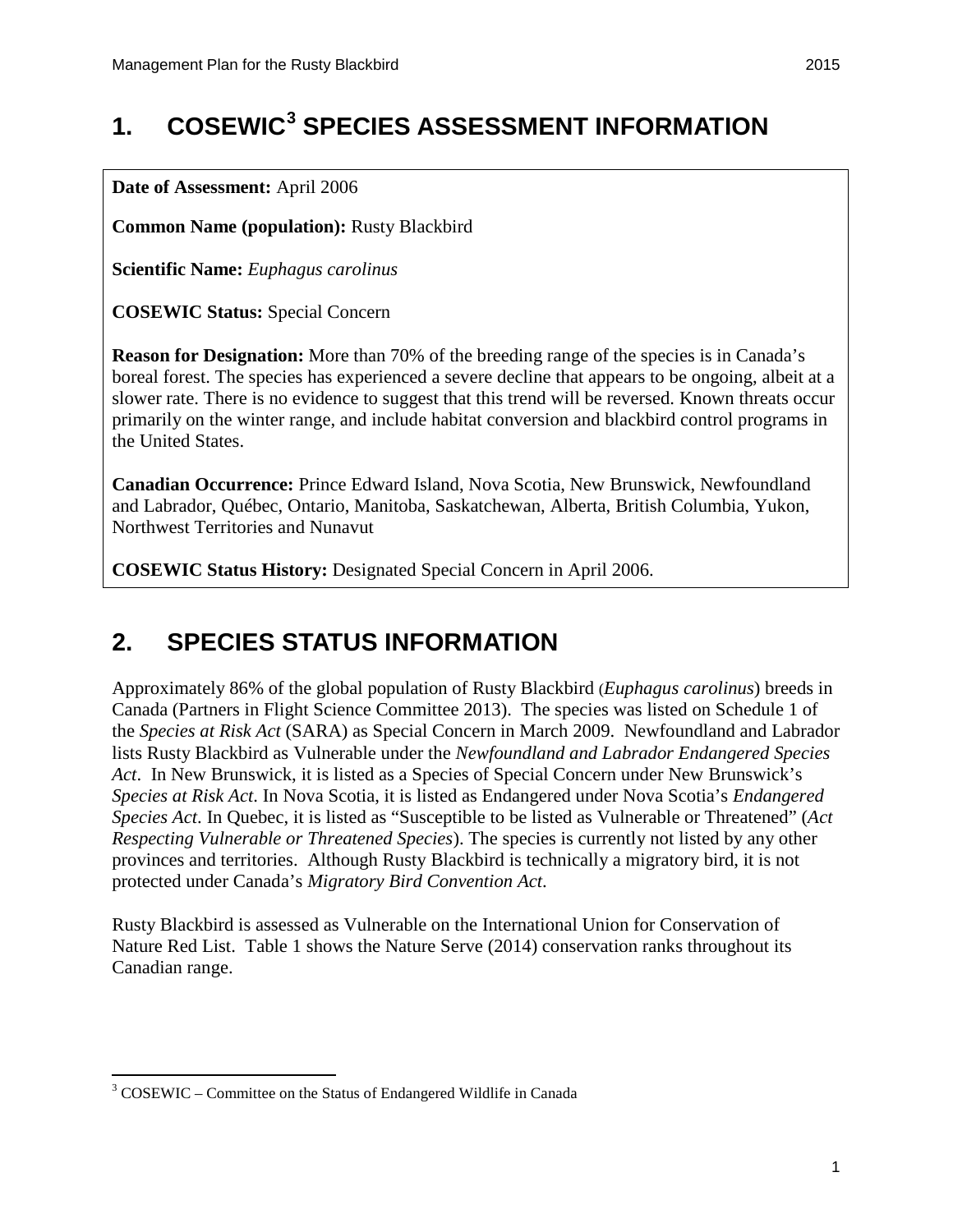# 1. COSEWIC[3] SPECIES ASSESSMENT INFORMATION

**Date of Assessment:** April 2006

**Common Name (population):** Rusty Blackbird

**Scientific Name:** *Euphagus carolinus*

**COSEWIC Status:** Special Concern

**Reason for Designation:** More than 70% of the breeding range of the species is in Canada's boreal forest. The species has experienced a severe decline that appears to be ongoing, albeit at a slower rate. There is no evidence to suggest that this trend will be reversed. Known threats occur primarily on the winter range, and include habitat conversion and blackbird control programs in the United States.

**Canadian Occurrence:** Prince Edward Island, Nova Scotia, New Brunswick, Newfoundland and Labrador, Québec, Ontario, Manitoba, Saskatchewan, Alberta, British Columbia, Yukon, Northwest Territories and Nunavut

**COSEWIC Status History:** Designated Special Concern in April 2006.

# 2. SPECIES STATUS INFORMATION

Approximately 86% of the global population of Rusty Blackbird (*Euphagus carolinus*) breeds in Canada (Partners in Flight Science Committee 2013). The species was listed on Schedule 1 of the *Species at Risk Act* (SARA) as Special Concern in March 2009. Newfoundland and Labrador lists Rusty Blackbird as Vulnerable under the *Newfoundland and Labrador Endangered Species Act*. In New Brunswick, it is listed as a Species of Special Concern under New Brunswick's *Species at Risk Act*. In Nova Scotia, it is listed as Endangered under Nova Scotia's *Endangered Species Act*. In Quebec, it is listed as "Susceptible to be listed as Vulnerable or Threatened" (*Act Respecting Vulnerable or Threatened Species*). The species is currently not listed by any other provinces and territories. Although Rusty Blackbird is technically a migratory bird, it is not protected under Canada's *Migratory Bird Convention Act*.

Rusty Blackbird is assessed as Vulnerable on the International Union for Conservation of Nature Red List. Table 1 shows the Nature Serve (2014) conservation ranks throughout its Canadian range.

[3] COSEWIC – Committee on the Status of Endangered Wildlife in Canada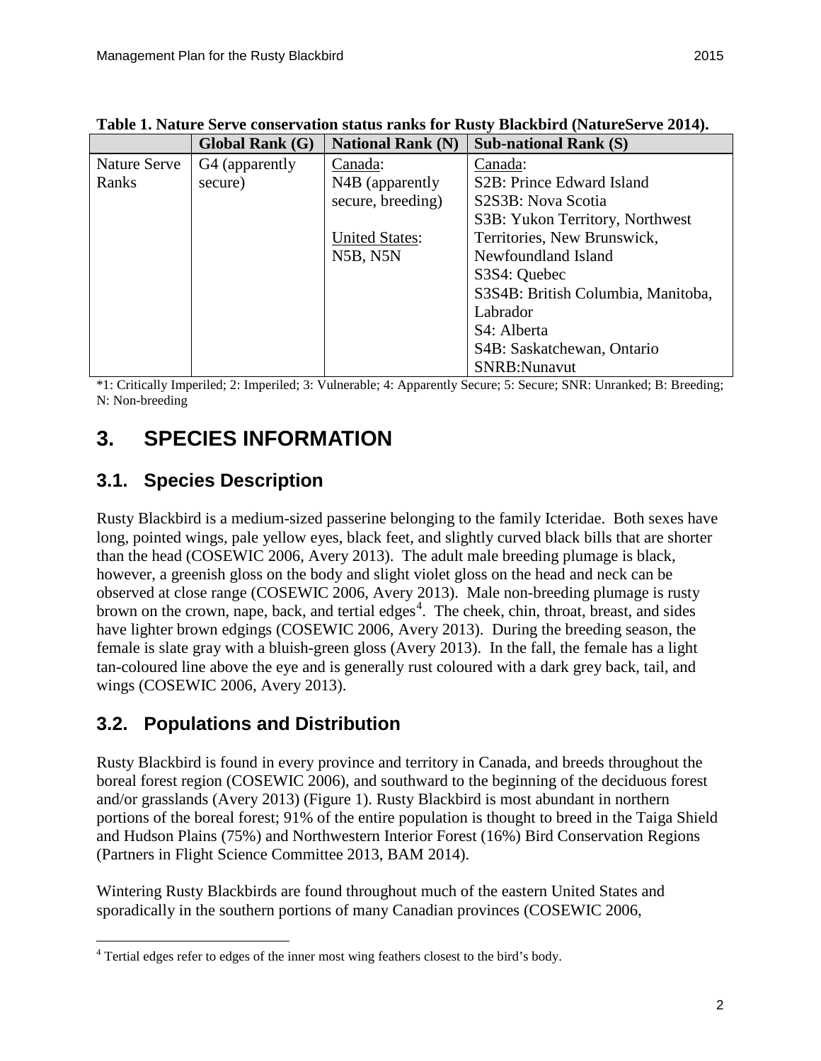**Table 1. Nature Serve conservation status ranks for Rusty Blackbird (NatureServe 2014).**

| | Global Rank (G) | National Rank (N) | Sub-national Rank (S) |
|---|---|---|---|
| Nature Serve Ranks | G4 (apparently secure) | Canada:<br>N4B (apparently secure, breeding)<br><br>United States:<br>N5B, N5N | Canada:<br>S2B: Prince Edward Island<br>S2S3B: Nova Scotia<br>S3B: Yukon Territory, Northwest Territories, New Brunswick, Newfoundland Island<br>S3S4: Quebec<br>S3S4B: British Columbia, Manitoba, Labrador<br>S4: Alberta<br>S4B: Saskatchewan, Ontario<br>SNRB:Nunavut |

*1: Critically Imperiled; 2: Imperiled; 3: Vulnerable; 4: Apparently Secure; 5: Secure; SNR: Unranked; B: Breeding; N: Non-breeding

# 3. SPECIES INFORMATION

## 3.1. Species Description

Rusty Blackbird is a medium-sized passerine belonging to the family Icteridae. Both sexes have long, pointed wings, pale yellow eyes, black feet, and slightly curved black bills that are shorter than the head (COSEWIC 2006, Avery 2013). The adult male breeding plumage is black, however, a greenish gloss on the body and slight violet gloss on the head and neck can be observed at close range (COSEWIC 2006, Avery 2013). Male non-breeding plumage is rusty brown on the crown, nape, back, and tertial edges[4]. The cheek, chin, throat, breast, and sides have lighter brown edgings (COSEWIC 2006, Avery 2013). During the breeding season, the female is slate gray with a bluish-green gloss (Avery 2013). In the fall, the female has a light tan-coloured line above the eye and is generally rust coloured with a dark grey back, tail, and wings (COSEWIC 2006, Avery 2013).

## 3.2. Populations and Distribution

Rusty Blackbird is found in every province and territory in Canada, and breeds throughout the boreal forest region (COSEWIC 2006), and southward to the beginning of the deciduous forest and/or grasslands (Avery 2013) (Figure 1). Rusty Blackbird is most abundant in northern portions of the boreal forest; 91% of the entire population is thought to breed in the Taiga Shield and Hudson Plains (75%) and Northwestern Interior Forest (16%) Bird Conservation Regions (Partners in Flight Science Committee 2013, BAM 2014).

Wintering Rusty Blackbirds are found throughout much of the eastern United States and sporadically in the southern portions of many Canadian provinces (COSEWIC 2006,

[4] Tertial edges refer to edges of the inner most wing feathers closest to the bird's body.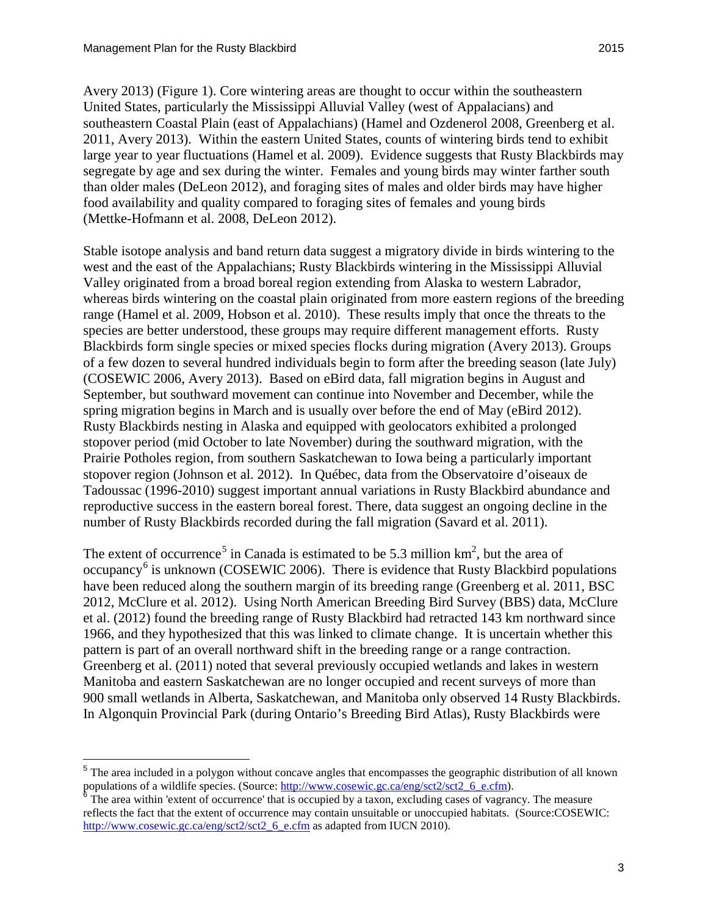Avery 2013) (Figure 1). Core wintering areas are thought to occur within the southeastern United States, particularly the Mississippi Alluvial Valley (west of Appalachians) and southeastern Coastal Plain (east of Appalachians) (Hamel and Ozdenerol 2008, Greenberg et al. 2011, Avery 2013). Within the eastern United States, counts of wintering birds tend to exhibit large year to year fluctuations (Hamel et al. 2009). Evidence suggests that Rusty Blackbirds may segregate by age and sex during the winter. Females and young birds may winter farther south than older males (DeLeon 2012), and foraging sites of males and older birds may have higher food availability and quality compared to foraging sites of females and young birds (Mettke-Hofmann et al. 2008, DeLeon 2012).

Stable isotope analysis and band return data suggest a migratory divide in birds wintering to the west and the east of the Appalachians; Rusty Blackbirds wintering in the Mississippi Alluvial Valley originated from a broad boreal region extending from Alaska to western Labrador, whereas birds wintering on the coastal plain originated from more eastern regions of the breeding range (Hamel et al. 2009, Hobson et al. 2010). These results imply that once the threats to the species are better understood, these groups may require different management efforts. Rusty Blackbirds form single species or mixed species flocks during migration (Avery 2013). Groups of a few dozen to several hundred individuals begin to form after the breeding season (late July) (COSEWIC 2006, Avery 2013). Based on eBird data, fall migration begins in August and September, but southward movement can continue into November and December, while the spring migration begins in March and is usually over before the end of May (eBird 2012). Rusty Blackbirds nesting in Alaska and equipped with geolocators exhibited a prolonged stopover period (mid October to late November) during the southward migration, with the Prairie Potholes region, from southern Saskatchewan to Iowa being a particularly important stopover region (Johnson et al. 2012). In Québec, data from the Observatoire d'oiseaux de Tadoussac (1996-2010) suggest important annual variations in Rusty Blackbird abundance and reproductive success in the eastern boreal forest. There, data suggest an ongoing decline in the number of Rusty Blackbirds recorded during the fall migration (Savard et al. 2011).

The extent of occurrence[5] in Canada is estimated to be 5.3 million km$^2$, but the area of occupancy[6] is unknown (COSEWIC 2006). There is evidence that Rusty Blackbird populations have been reduced along the southern margin of its breeding range (Greenberg et al. 2011, BSC 2012, McClure et al. 2012). Using North American Breeding Bird Survey (BBS) data, McClure et al. (2012) found the breeding range of Rusty Blackbird had retracted 143 km northward since 1966, and they hypothesized that this was linked to climate change. It is uncertain whether this pattern is part of an overall northward shift in the breeding range or a range contraction. Greenberg et al. (2011) noted that several previously occupied wetlands and lakes in western Manitoba and eastern Saskatchewan are no longer occupied and recent surveys of more than 900 small wetlands in Alberta, Saskatchewan, and Manitoba only observed 14 Rusty Blackbirds. In Algonquin Provincial Park (during Ontario's Breeding Bird Atlas), Rusty Blackbirds were

---

[5] The area included in a polygon without concave angles that encompasses the geographic distribution of all known populations of a wildlife species. (Source: http://www.cosewic.gc.ca/eng/sct2/sct2_6_e.cfm).

[6] The area within 'extent of occurrence' that is occupied by a taxon, excluding cases of vagrancy. The measure reflects the fact that the extent of occurrence may contain unsuitable or unoccupied habitats. (Source:COSEWIC: http://www.cosewic.gc.ca/eng/sct2/sct2_6_e.cfm as adapted from IUCN 2010).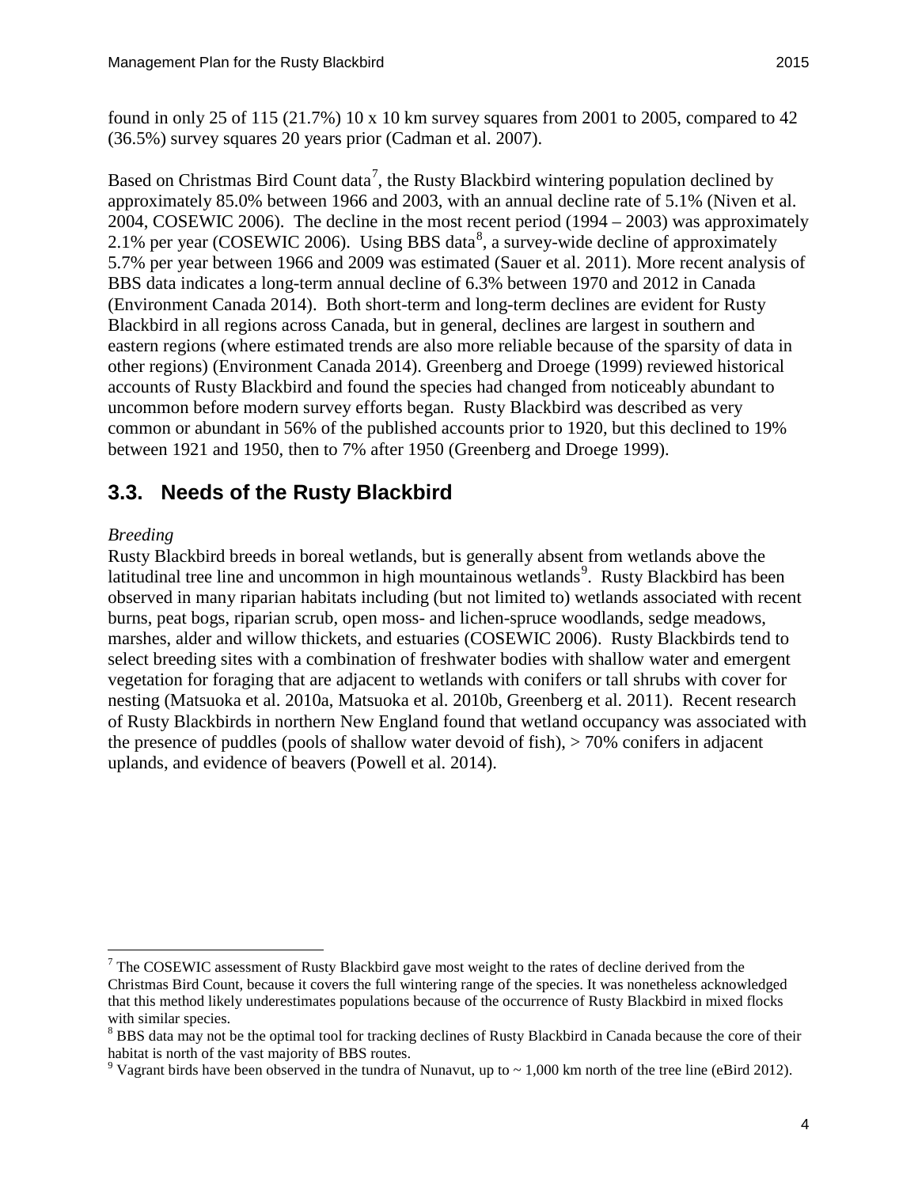found in only 25 of 115 (21.7%) 10 x 10 km survey squares from 2001 to 2005, compared to 42 (36.5%) survey squares 20 years prior (Cadman et al. 2007).

Based on Christmas Bird Count data[7], the Rusty Blackbird wintering population declined by approximately 85.0% between 1966 and 2003, with an annual decline rate of 5.1% (Niven et al. 2004, COSEWIC 2006). The decline in the most recent period (1994 – 2003) was approximately 2.1% per year (COSEWIC 2006). Using BBS data[8], a survey-wide decline of approximately 5.7% per year between 1966 and 2009 was estimated (Sauer et al. 2011). More recent analysis of BBS data indicates a long-term annual decline of 6.3% between 1970 and 2012 in Canada (Environment Canada 2014). Both short-term and long-term declines are evident for Rusty Blackbird in all regions across Canada, but in general, declines are largest in southern and eastern regions (where estimated trends are also more reliable because of the sparsity of data in other regions) (Environment Canada 2014). Greenberg and Droege (1999) reviewed historical accounts of Rusty Blackbird and found the species had changed from noticeably abundant to uncommon before modern survey efforts began. Rusty Blackbird was described as very common or abundant in 56% of the published accounts prior to 1920, but this declined to 19% between 1921 and 1950, then to 7% after 1950 (Greenberg and Droege 1999).

## 3.3. Needs of the Rusty Blackbird

*Breeding*

Rusty Blackbird breeds in boreal wetlands, but is generally absent from wetlands above the latitudinal tree line and uncommon in high mountainous wetlands[9]. Rusty Blackbird has been observed in many riparian habitats including (but not limited to) wetlands associated with recent burns, peat bogs, riparian scrub, open moss- and lichen-spruce woodlands, sedge meadows, marshes, alder and willow thickets, and estuaries (COSEWIC 2006). Rusty Blackbirds tend to select breeding sites with a combination of freshwater bodies with shallow water and emergent vegetation for foraging that are adjacent to wetlands with conifers or tall shrubs with cover for nesting (Matsuoka et al. 2010a, Matsuoka et al. 2010b, Greenberg et al. 2011). Recent research of Rusty Blackbirds in northern New England found that wetland occupancy was associated with the presence of puddles (pools of shallow water devoid of fish), > 70% conifers in adjacent uplands, and evidence of beavers (Powell et al. 2014).

---

[7] The COSEWIC assessment of Rusty Blackbird gave most weight to the rates of decline derived from the Christmas Bird Count, because it covers the full wintering range of the species. It was nonetheless acknowledged that this method likely underestimates populations because of the occurrence of Rusty Blackbird in mixed flocks with similar species.

[8] BBS data may not be the optimal tool for tracking declines of Rusty Blackbird in Canada because the core of their habitat is north of the vast majority of BBS routes.

[9] Vagrant birds have been observed in the tundra of Nunavut, up to ~ 1,000 km north of the tree line (eBird 2012).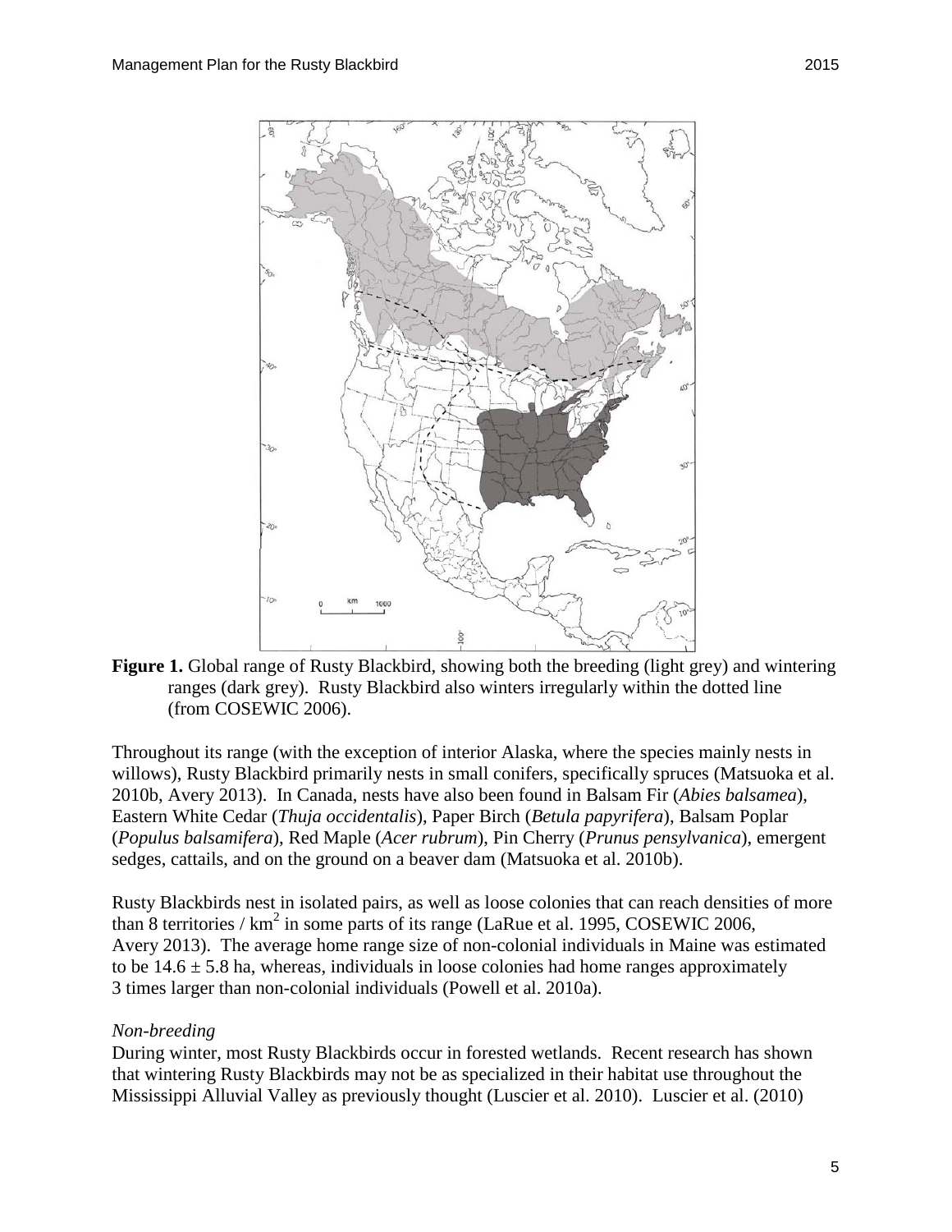**Figure 1.** Global range of Rusty Blackbird, showing both the breeding (light grey) and wintering ranges (dark grey). Rusty Blackbird also winters irregularly within the dotted line (from COSEWIC 2006).

Throughout its range (with the exception of interior Alaska, where the species mainly nests in willows), Rusty Blackbird primarily nests in small conifers, specifically spruces (Matsuoka et al. 2010b, Avery 2013). In Canada, nests have also been found in Balsam Fir (*Abies balsamea*), Eastern White Cedar (*Thuja occidentalis*), Paper Birch (*Betula papyrifera*), Balsam Poplar (*Populus balsamifera*), Red Maple (*Acer rubrum*), Pin Cherry (*Prunus pensylvanica*), emergent sedges, cattails, and on the ground on a beaver dam (Matsuoka et al. 2010b).

Rusty Blackbirds nest in isolated pairs, as well as loose colonies that can reach densities of more than 8 territories / $km^2$ in some parts of its range (LaRue et al. 1995, COSEWIC 2006, Avery 2013). The average home range size of non-colonial individuals in Maine was estimated to be $14.6 \pm 5.8$ ha, whereas, individuals in loose colonies had home ranges approximately 3 times larger than non-colonial individuals (Powell et al. 2010a).

*Non-breeding*

During winter, most Rusty Blackbirds occur in forested wetlands. Recent research has shown that wintering Rusty Blackbirds may not be as specialized in their habitat use throughout the Mississippi Alluvial Valley as previously thought (Luscier et al. 2010). Luscier et al. (2010)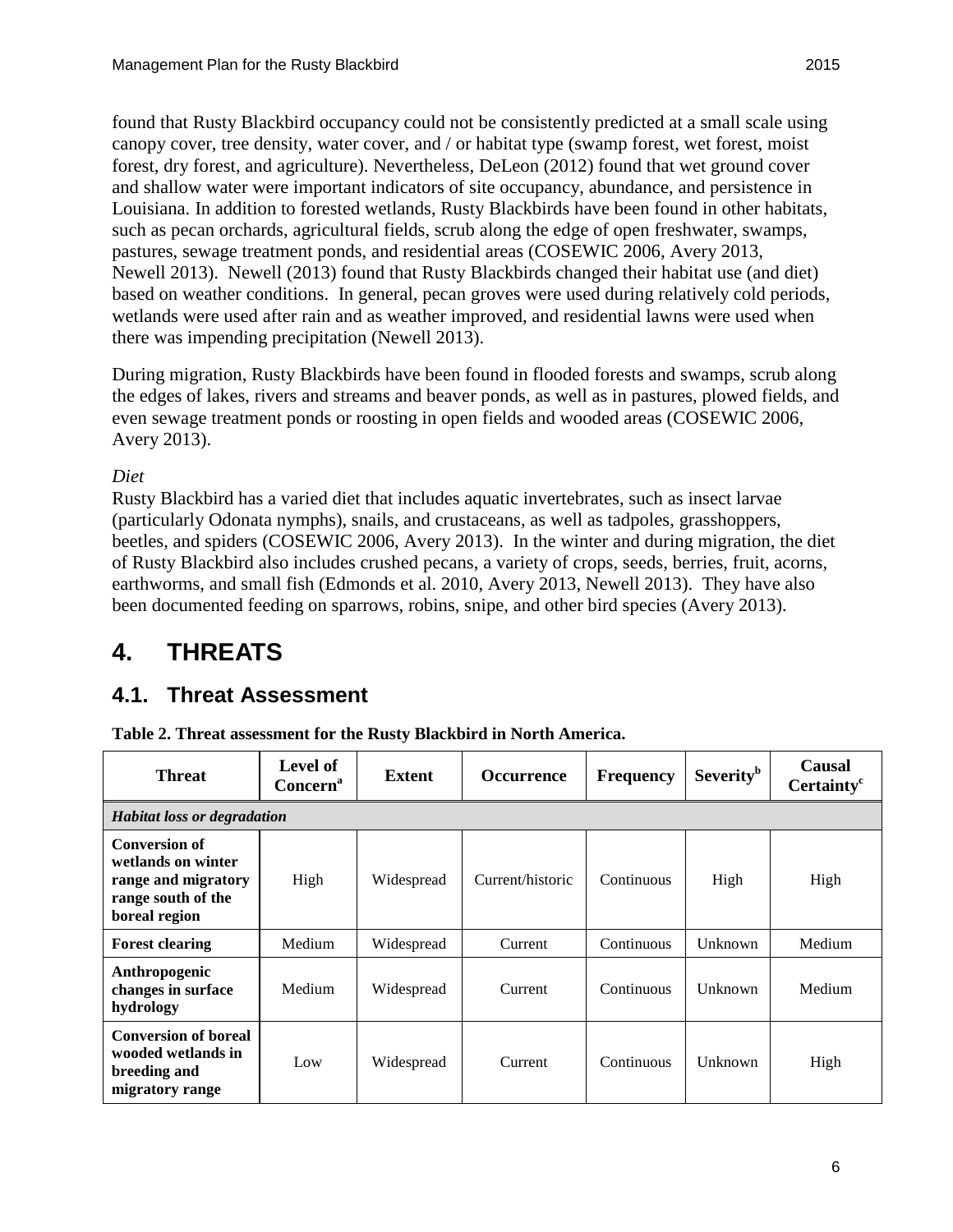found that Rusty Blackbird occupancy could not be consistently predicted at a small scale using canopy cover, tree density, water cover, and / or habitat type (swamp forest, wet forest, moist forest, dry forest, and agriculture). Nevertheless, DeLeon (2012) found that wet ground cover and shallow water were important indicators of site occupancy, abundance, and persistence in Louisiana. In addition to forested wetlands, Rusty Blackbirds have been found in other habitats, such as pecan orchards, agricultural fields, scrub along the edge of open freshwater, swamps, pastures, sewage treatment ponds, and residential areas (COSEWIC 2006, Avery 2013, Newell 2013). Newell (2013) found that Rusty Blackbirds changed their habitat use (and diet) based on weather conditions. In general, pecan groves were used during relatively cold periods, wetlands were used after rain and as weather improved, and residential lawns were used when there was impending precipitation (Newell 2013).

During migration, Rusty Blackbirds have been found in flooded forests and swamps, scrub along the edges of lakes, rivers and streams and beaver ponds, as well as in pastures, plowed fields, and even sewage treatment ponds or roosting in open fields and wooded areas (COSEWIC 2006, Avery 2013).

*Diet*

Rusty Blackbird has a varied diet that includes aquatic invertebrates, such as insect larvae (particularly Odonata nymphs), snails, and crustaceans, as well as tadpoles, grasshoppers, beetles, and spiders (COSEWIC 2006, Avery 2013). In the winter and during migration, the diet of Rusty Blackbird also includes crushed pecans, a variety of crops, seeds, berries, fruit, acorns, earthworms, and small fish (Edmonds et al. 2010, Avery 2013, Newell 2013). They have also been documented feeding on sparrows, robins, snipe, and other bird species (Avery 2013).

# 4. THREATS

## 4.1. Threat Assessment

**Table 2. Threat assessment for the Rusty Blackbird in North America.**

| Threat | Level of Concern[a] | Extent | Occurrence | Frequency | Severity[b] | Causal Certainty[c] |
|---|---|---|---|---|---|---|
| ***Habitat loss or degradation*** | | | | | | |
| **Conversion of wetlands on winter range and migratory range south of the boreal region** | High | Widespread | Current/historic | Continuous | High | High |
| **Forest clearing** | Medium | Widespread | Current | Continuous | Unknown | Medium |
| **Anthropogenic changes in surface hydrology** | Medium | Widespread | Current | Continuous | Unknown | Medium |
| **Conversion of boreal wooded wetlands in breeding and migratory range** | Low | Widespread | Current | Continuous | Unknown | High |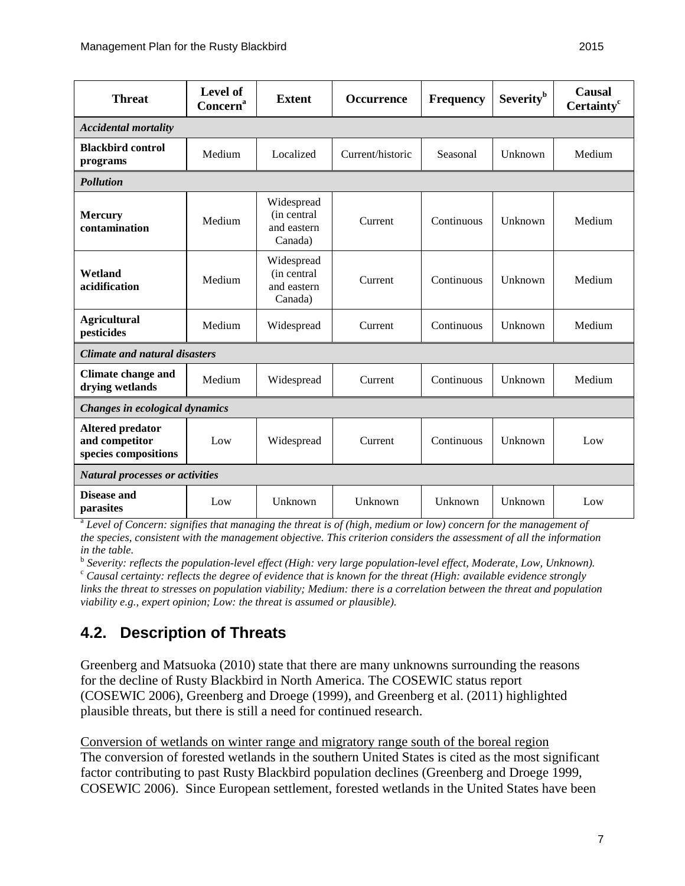| Threat | Level of Concern[a] | Extent | Occurrence | Frequency | Severity[b] | Causal Certainty[c] |
|---|---|---|---|---|---|---|
| ***Accidental mortality*** | | | | | | |
| **Blackbird control programs** | Medium | Localized | Current/historic | Seasonal | Unknown | Medium |
| ***Pollution*** | | | | | | |
| **Mercury contamination** | Medium | Widespread (in central and eastern Canada) | Current | Continuous | Unknown | Medium |
| **Wetland acidification** | Medium | Widespread (in central and eastern Canada) | Current | Continuous | Unknown | Medium |
| **Agricultural pesticides** | Medium | Widespread | Current | Continuous | Unknown | Medium |
| ***Climate and natural disasters*** | | | | | | |
| **Climate change and drying wetlands** | Medium | Widespread | Current | Continuous | Unknown | Medium |
| ***Changes in ecological dynamics*** | | | | | | |
| **Altered predator and competitor species compositions** | Low | Widespread | Current | Continuous | Unknown | Low |
| ***Natural processes or activities*** | | | | | | |
| **Disease and parasites** | Low | Unknown | Unknown | Unknown | Unknown | Low |

[a] *Level of Concern: signifies that managing the threat is of (high, medium or low) concern for the management of the species, consistent with the management objective. This criterion considers the assessment of all the information in the table.*

[b] *Severity: reflects the population-level effect (High: very large population-level effect, Moderate, Low, Unknown).*

[c] *Causal certainty: reflects the degree of evidence that is known for the threat (High: available evidence strongly links the threat to stresses on population viability; Medium: there is a correlation between the threat and population viability e.g., expert opinion; Low: the threat is assumed or plausible).*

## 4.2. Description of Threats

Greenberg and Matsuoka (2010) state that there are many unknowns surrounding the reasons for the decline of Rusty Blackbird in North America. The COSEWIC status report (COSEWIC 2006), Greenberg and Droege (1999), and Greenberg et al. (2011) highlighted plausible threats, but there is still a need for continued research.

Conversion of wetlands on winter range and migratory range south of the boreal region

The conversion of forested wetlands in the southern United States is cited as the most significant factor contributing to past Rusty Blackbird population declines (Greenberg and Droege 1999, COSEWIC 2006). Since European settlement, forested wetlands in the United States have been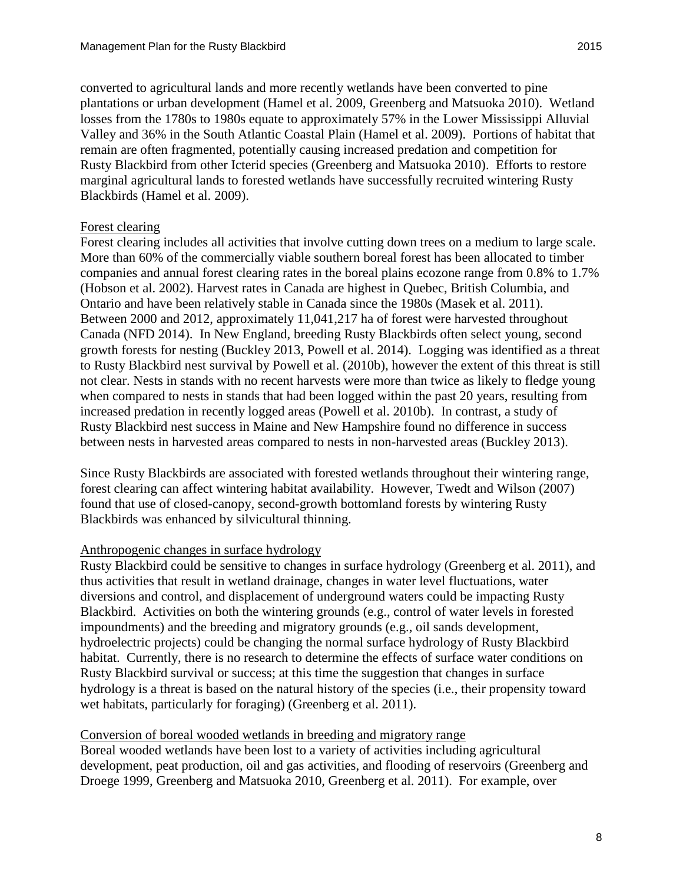converted to agricultural lands and more recently wetlands have been converted to pine plantations or urban development (Hamel et al. 2009, Greenberg and Matsuoka 2010). Wetland losses from the 1780s to 1980s equate to approximately 57% in the Lower Mississippi Alluvial Valley and 36% in the South Atlantic Coastal Plain (Hamel et al. 2009). Portions of habitat that remain are often fragmented, potentially causing increased predation and competition for Rusty Blackbird from other Icterid species (Greenberg and Matsuoka 2010). Efforts to restore marginal agricultural lands to forested wetlands have successfully recruited wintering Rusty Blackbirds (Hamel et al. 2009).

Forest clearing

Forest clearing includes all activities that involve cutting down trees on a medium to large scale. More than 60% of the commercially viable southern boreal forest has been allocated to timber companies and annual forest clearing rates in the boreal plains ecozone range from 0.8% to 1.7% (Hobson et al. 2002). Harvest rates in Canada are highest in Quebec, British Columbia, and Ontario and have been relatively stable in Canada since the 1980s (Masek et al. 2011). Between 2000 and 2012, approximately 11,041,217 ha of forest were harvested throughout Canada (NFD 2014). In New England, breeding Rusty Blackbirds often select young, second growth forests for nesting (Buckley 2013, Powell et al. 2014). Logging was identified as a threat to Rusty Blackbird nest survival by Powell et al. (2010b), however the extent of this threat is still not clear. Nests in stands with no recent harvests were more than twice as likely to fledge young when compared to nests in stands that had been logged within the past 20 years, resulting from increased predation in recently logged areas (Powell et al. 2010b). In contrast, a study of Rusty Blackbird nest success in Maine and New Hampshire found no difference in success between nests in harvested areas compared to nests in non-harvested areas (Buckley 2013).

Since Rusty Blackbirds are associated with forested wetlands throughout their wintering range, forest clearing can affect wintering habitat availability. However, Twedt and Wilson (2007) found that use of closed-canopy, second-growth bottomland forests by wintering Rusty Blackbirds was enhanced by silvicultural thinning.

Anthropogenic changes in surface hydrology

Rusty Blackbird could be sensitive to changes in surface hydrology (Greenberg et al. 2011), and thus activities that result in wetland drainage, changes in water level fluctuations, water diversions and control, and displacement of underground waters could be impacting Rusty Blackbird. Activities on both the wintering grounds (e.g., control of water levels in forested impoundments) and the breeding and migratory grounds (e.g., oil sands development, hydroelectric projects) could be changing the normal surface hydrology of Rusty Blackbird habitat. Currently, there is no research to determine the effects of surface water conditions on Rusty Blackbird survival or success; at this time the suggestion that changes in surface hydrology is a threat is based on the natural history of the species (i.e., their propensity toward wet habitats, particularly for foraging) (Greenberg et al. 2011).

Conversion of boreal wooded wetlands in breeding and migratory range

Boreal wooded wetlands have been lost to a variety of activities including agricultural development, peat production, oil and gas activities, and flooding of reservoirs (Greenberg and Droege 1999, Greenberg and Matsuoka 2010, Greenberg et al. 2011). For example, over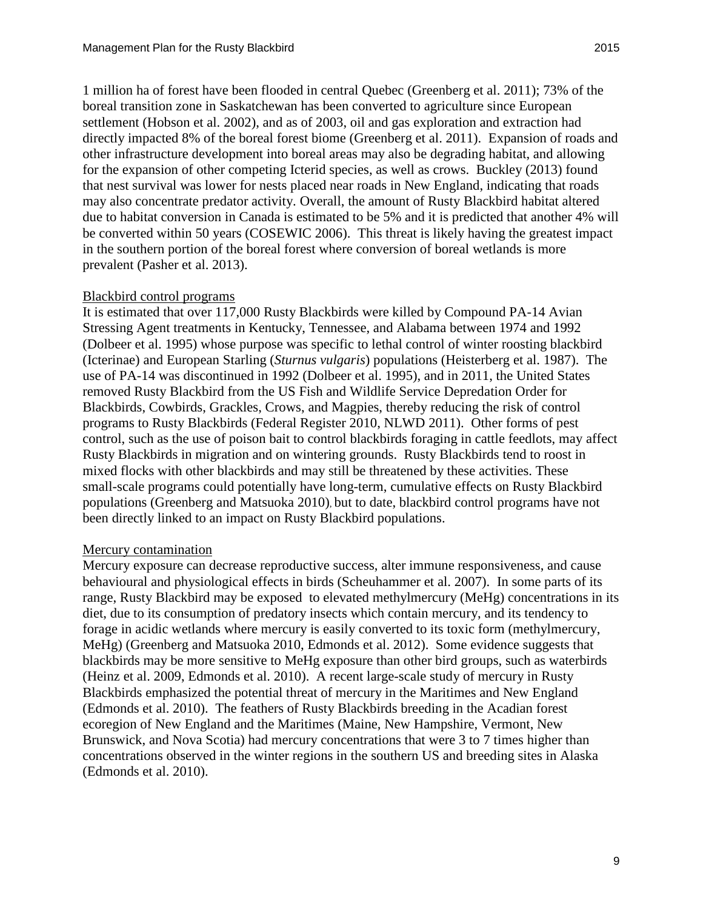1 million ha of forest have been flooded in central Quebec (Greenberg et al. 2011); 73% of the boreal transition zone in Saskatchewan has been converted to agriculture since European settlement (Hobson et al. 2002), and as of 2003, oil and gas exploration and extraction had directly impacted 8% of the boreal forest biome (Greenberg et al. 2011). Expansion of roads and other infrastructure development into boreal areas may also be degrading habitat, and allowing for the expansion of other competing Icterid species, as well as crows. Buckley (2013) found that nest survival was lower for nests placed near roads in New England, indicating that roads may also concentrate predator activity. Overall, the amount of Rusty Blackbird habitat altered due to habitat conversion in Canada is estimated to be 5% and it is predicted that another 4% will be converted within 50 years (COSEWIC 2006). This threat is likely having the greatest impact in the southern portion of the boreal forest where conversion of boreal wetlands is more prevalent (Pasher et al. 2013).

<u>Blackbird control programs</u>

It is estimated that over 117,000 Rusty Blackbirds were killed by Compound PA-14 Avian Stressing Agent treatments in Kentucky, Tennessee, and Alabama between 1974 and 1992 (Dolbeer et al. 1995) whose purpose was specific to lethal control of winter roosting blackbird (Icterinae) and European Starling (*Sturnus vulgaris*) populations (Heisterberg et al. 1987). The use of PA-14 was discontinued in 1992 (Dolbeer et al. 1995), and in 2011, the United States removed Rusty Blackbird from the US Fish and Wildlife Service Depredation Order for Blackbirds, Cowbirds, Grackles, Crows, and Magpies, thereby reducing the risk of control programs to Rusty Blackbirds (Federal Register 2010, NLWD 2011). Other forms of pest control, such as the use of poison bait to control blackbirds foraging in cattle feedlots, may affect Rusty Blackbirds in migration and on wintering grounds. Rusty Blackbirds tend to roost in mixed flocks with other blackbirds and may still be threatened by these activities. These small-scale programs could potentially have long-term, cumulative effects on Rusty Blackbird populations (Greenberg and Matsuoka 2010), but to date, blackbird control programs have not been directly linked to an impact on Rusty Blackbird populations.

<u>Mercury contamination</u>

Mercury exposure can decrease reproductive success, alter immune responsiveness, and cause behavioural and physiological effects in birds (Scheuhammer et al. 2007). In some parts of its range, Rusty Blackbird may be exposed to elevated methylmercury (MeHg) concentrations in its diet, due to its consumption of predatory insects which contain mercury, and its tendency to forage in acidic wetlands where mercury is easily converted to its toxic form (methylmercury, MeHg) (Greenberg and Matsuoka 2010, Edmonds et al. 2012). Some evidence suggests that blackbirds may be more sensitive to MeHg exposure than other bird groups, such as waterbirds (Heinz et al. 2009, Edmonds et al. 2010). A recent large-scale study of mercury in Rusty Blackbirds emphasized the potential threat of mercury in the Maritimes and New England (Edmonds et al. 2010). The feathers of Rusty Blackbirds breeding in the Acadian forest ecoregion of New England and the Maritimes (Maine, New Hampshire, Vermont, New Brunswick, and Nova Scotia) had mercury concentrations that were 3 to 7 times higher than concentrations observed in the winter regions in the southern US and breeding sites in Alaska (Edmonds et al. 2010).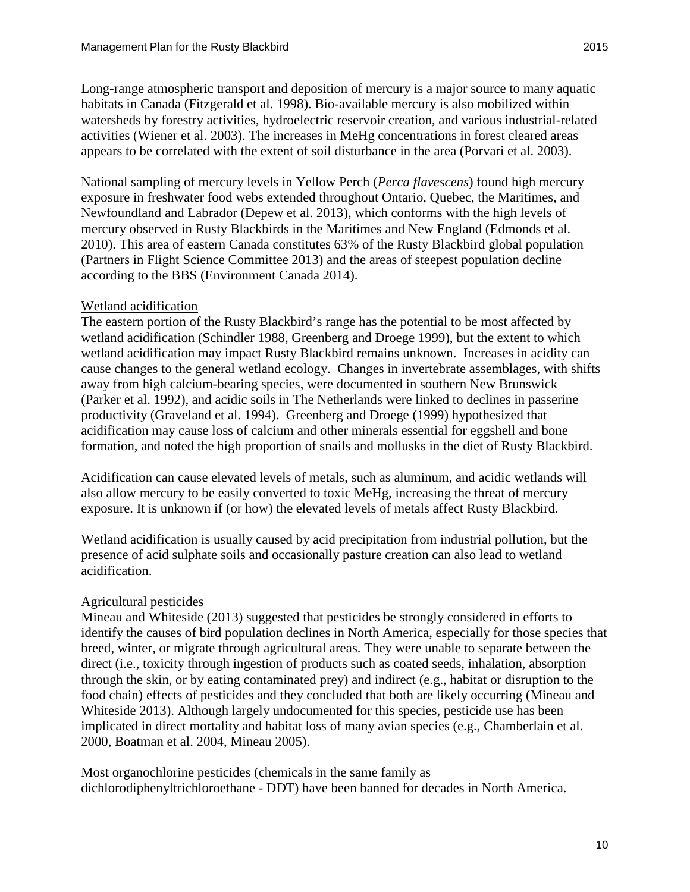Long-range atmospheric transport and deposition of mercury is a major source to many aquatic habitats in Canada (Fitzgerald et al. 1998). Bio-available mercury is also mobilized within watersheds by forestry activities, hydroelectric reservoir creation, and various industrial-related activities (Wiener et al. 2003). The increases in MeHg concentrations in forest cleared areas appears to be correlated with the extent of soil disturbance in the area (Porvari et al. 2003).

National sampling of mercury levels in Yellow Perch (*Perca flavescens*) found high mercury exposure in freshwater food webs extended throughout Ontario, Quebec, the Maritimes, and Newfoundland and Labrador (Depew et al. 2013), which conforms with the high levels of mercury observed in Rusty Blackbirds in the Maritimes and New England (Edmonds et al. 2010). This area of eastern Canada constitutes 63% of the Rusty Blackbird global population (Partners in Flight Science Committee 2013) and the areas of steepest population decline according to the BBS (Environment Canada 2014).

Wetland acidification

The eastern portion of the Rusty Blackbird's range has the potential to be most affected by wetland acidification (Schindler 1988, Greenberg and Droege 1999), but the extent to which wetland acidification may impact Rusty Blackbird remains unknown. Increases in acidity can cause changes to the general wetland ecology. Changes in invertebrate assemblages, with shifts away from high calcium-bearing species, were documented in southern New Brunswick (Parker et al. 1992), and acidic soils in The Netherlands were linked to declines in passerine productivity (Graveland et al. 1994). Greenberg and Droege (1999) hypothesized that acidification may cause loss of calcium and other minerals essential for eggshell and bone formation, and noted the high proportion of snails and mollusks in the diet of Rusty Blackbird.

Acidification can cause elevated levels of metals, such as aluminum, and acidic wetlands will also allow mercury to be easily converted to toxic MeHg, increasing the threat of mercury exposure. It is unknown if (or how) the elevated levels of metals affect Rusty Blackbird.

Wetland acidification is usually caused by acid precipitation from industrial pollution, but the presence of acid sulphate soils and occasionally pasture creation can also lead to wetland acidification.

Agricultural pesticides

Mineau and Whiteside (2013) suggested that pesticides be strongly considered in efforts to identify the causes of bird population declines in North America, especially for those species that breed, winter, or migrate through agricultural areas. They were unable to separate between the direct (i.e., toxicity through ingestion of products such as coated seeds, inhalation, absorption through the skin, or by eating contaminated prey) and indirect (e.g., habitat or disruption to the food chain) effects of pesticides and they concluded that both are likely occurring (Mineau and Whiteside 2013). Although largely undocumented for this species, pesticide use has been implicated in direct mortality and habitat loss of many avian species (e.g., Chamberlain et al. 2000, Boatman et al. 2004, Mineau 2005).

Most organochlorine pesticides (chemicals in the same family as dichlorodiphenyltrichloroethane - DDT) have been banned for decades in North America.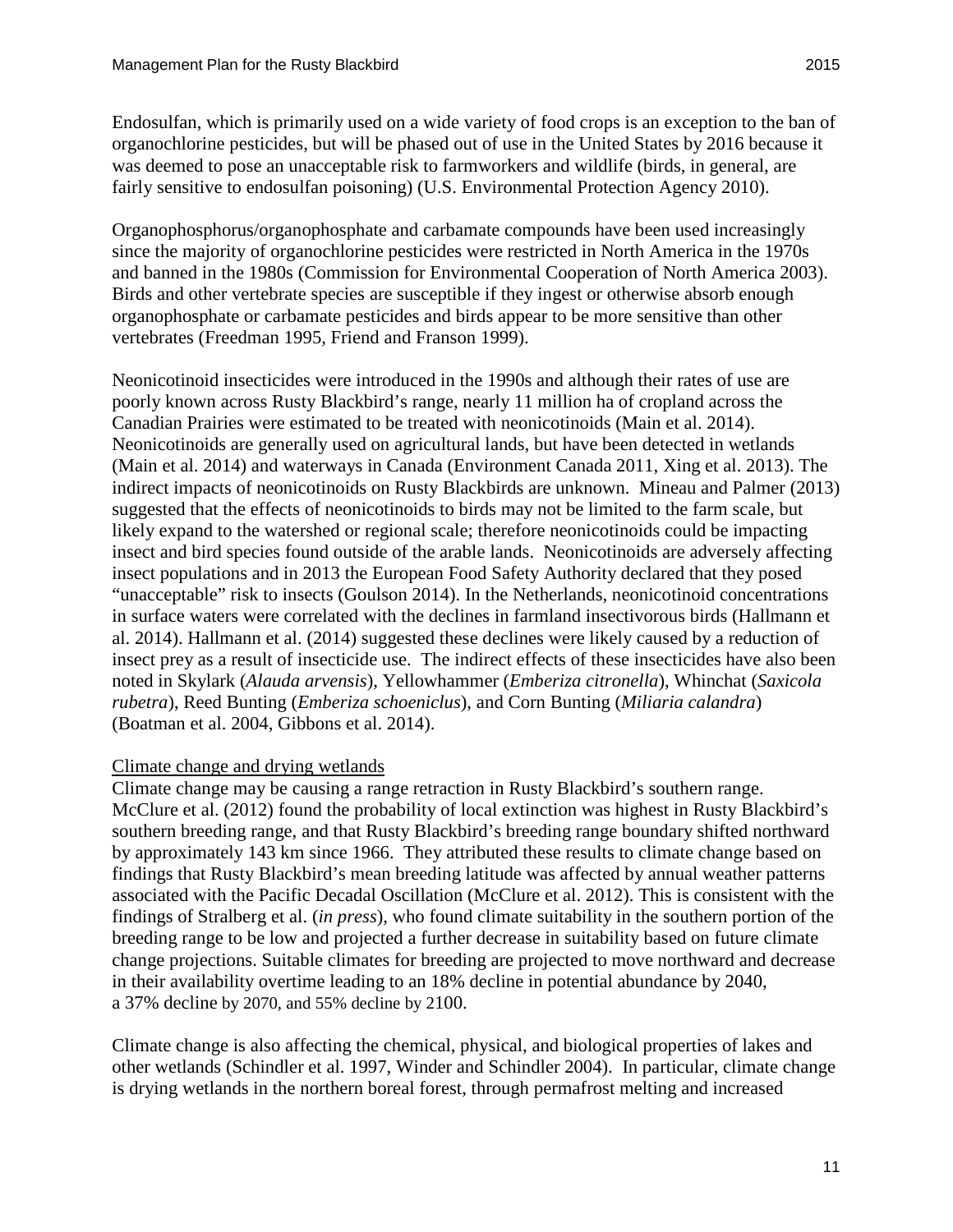Endosulfan, which is primarily used on a wide variety of food crops is an exception to the ban of organochlorine pesticides, but will be phased out of use in the United States by 2016 because it was deemed to pose an unacceptable risk to farmworkers and wildlife (birds, in general, are fairly sensitive to endosulfan poisoning) (U.S. Environmental Protection Agency 2010).

Organophosphorus/organophosphate and carbamate compounds have been used increasingly since the majority of organochlorine pesticides were restricted in North America in the 1970s and banned in the 1980s (Commission for Environmental Cooperation of North America 2003). Birds and other vertebrate species are susceptible if they ingest or otherwise absorb enough organophosphate or carbamate pesticides and birds appear to be more sensitive than other vertebrates (Freedman 1995, Friend and Franson 1999).

Neonicotinoid insecticides were introduced in the 1990s and although their rates of use are poorly known across Rusty Blackbird's range, nearly 11 million ha of cropland across the Canadian Prairies were estimated to be treated with neonicotinoids (Main et al. 2014). Neonicotinoids are generally used on agricultural lands, but have been detected in wetlands (Main et al. 2014) and waterways in Canada (Environment Canada 2011, Xing et al. 2013). The indirect impacts of neonicotinoids on Rusty Blackbirds are unknown. Mineau and Palmer (2013) suggested that the effects of neonicotinoids to birds may not be limited to the farm scale, but likely expand to the watershed or regional scale; therefore neonicotinoids could be impacting insect and bird species found outside of the arable lands. Neonicotinoids are adversely affecting insect populations and in 2013 the European Food Safety Authority declared that they posed "unacceptable" risk to insects (Goulson 2014). In the Netherlands, neonicotinoid concentrations in surface waters were correlated with the declines in farmland insectivorous birds (Hallmann et al. 2014). Hallmann et al. (2014) suggested these declines were likely caused by a reduction of insect prey as a result of insecticide use. The indirect effects of these insecticides have also been noted in Skylark (*Alauda arvensis*), Yellowhammer (*Emberiza citronella*), Whinchat (*Saxicola rubetra*), Reed Bunting (*Emberiza schoeniclus*), and Corn Bunting (*Miliaria calandra*) (Boatman et al. 2004, Gibbons et al. 2014).

Climate change and drying wetlands

Climate change may be causing a range retraction in Rusty Blackbird's southern range. McClure et al. (2012) found the probability of local extinction was highest in Rusty Blackbird's southern breeding range, and that Rusty Blackbird's breeding range boundary shifted northward by approximately 143 km since 1966. They attributed these results to climate change based on findings that Rusty Blackbird's mean breeding latitude was affected by annual weather patterns associated with the Pacific Decadal Oscillation (McClure et al. 2012). This is consistent with the findings of Stralberg et al. (*in press*), who found climate suitability in the southern portion of the breeding range to be low and projected a further decrease in suitability based on future climate change projections. Suitable climates for breeding are projected to move northward and decrease in their availability overtime leading to an 18% decline in potential abundance by 2040, a 37% decline by 2070, and 55% decline by 2100.

Climate change is also affecting the chemical, physical, and biological properties of lakes and other wetlands (Schindler et al. 1997, Winder and Schindler 2004). In particular, climate change is drying wetlands in the northern boreal forest, through permafrost melting and increased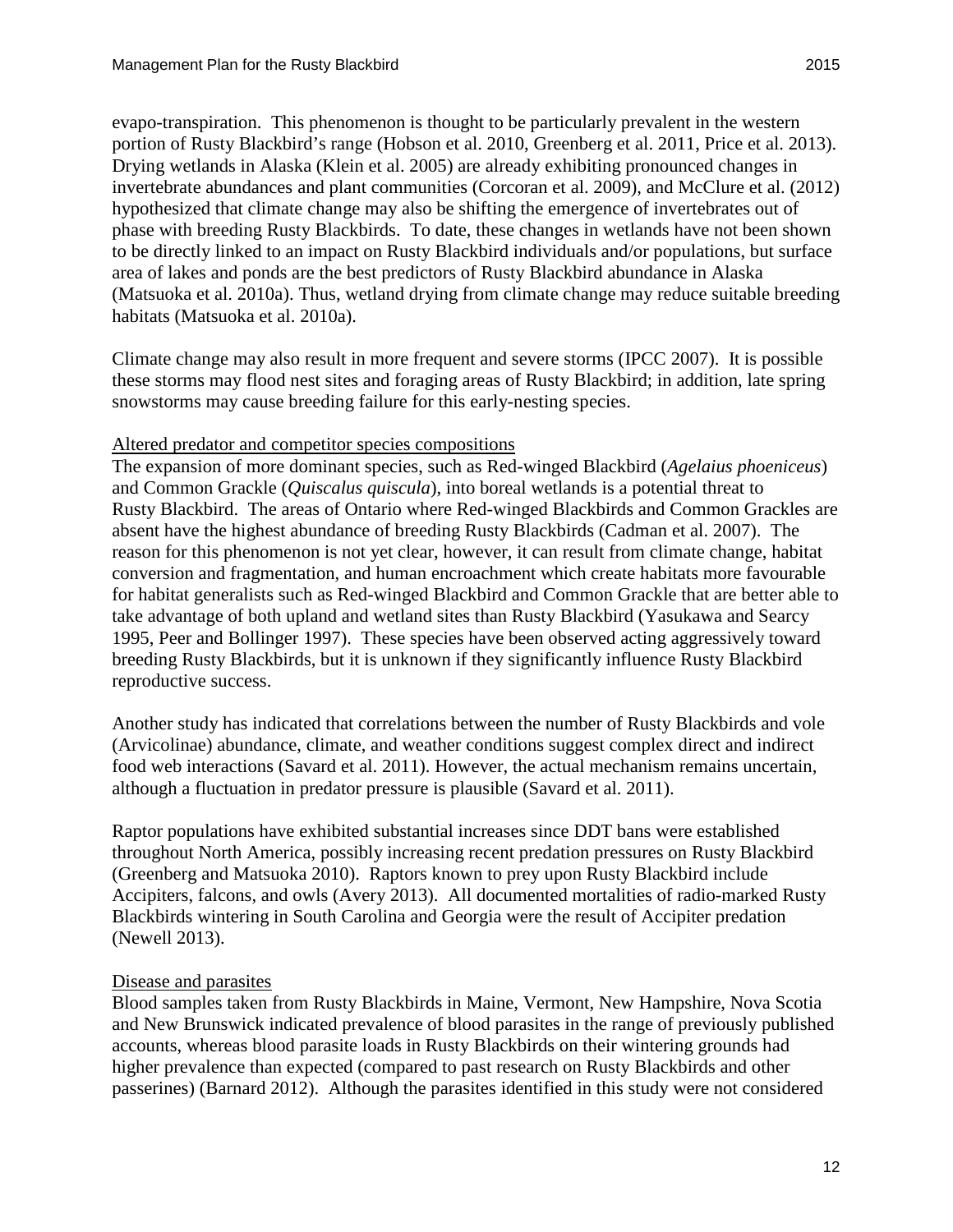evapo-transpiration. This phenomenon is thought to be particularly prevalent in the western portion of Rusty Blackbird's range (Hobson et al. 2010, Greenberg et al. 2011, Price et al. 2013). Drying wetlands in Alaska (Klein et al. 2005) are already exhibiting pronounced changes in invertebrate abundances and plant communities (Corcoran et al. 2009), and McClure et al. (2012) hypothesized that climate change may also be shifting the emergence of invertebrates out of phase with breeding Rusty Blackbirds. To date, these changes in wetlands have not been shown to be directly linked to an impact on Rusty Blackbird individuals and/or populations, but surface area of lakes and ponds are the best predictors of Rusty Blackbird abundance in Alaska (Matsuoka et al. 2010a). Thus, wetland drying from climate change may reduce suitable breeding habitats (Matsuoka et al. 2010a).

Climate change may also result in more frequent and severe storms (IPCC 2007). It is possible these storms may flood nest sites and foraging areas of Rusty Blackbird; in addition, late spring snowstorms may cause breeding failure for this early-nesting species.

Altered predator and competitor species compositions

The expansion of more dominant species, such as Red-winged Blackbird (*Agelaius phoeniceus*) and Common Grackle (*Quiscalus quiscula*), into boreal wetlands is a potential threat to Rusty Blackbird. The areas of Ontario where Red-winged Blackbirds and Common Grackles are absent have the highest abundance of breeding Rusty Blackbirds (Cadman et al. 2007). The reason for this phenomenon is not yet clear, however, it can result from climate change, habitat conversion and fragmentation, and human encroachment which create habitats more favourable for habitat generalists such as Red-winged Blackbird and Common Grackle that are better able to take advantage of both upland and wetland sites than Rusty Blackbird (Yasukawa and Searcy 1995, Peer and Bollinger 1997). These species have been observed acting aggressively toward breeding Rusty Blackbirds, but it is unknown if they significantly influence Rusty Blackbird reproductive success.

Another study has indicated that correlations between the number of Rusty Blackbirds and vole (Arvicolinae) abundance, climate, and weather conditions suggest complex direct and indirect food web interactions (Savard et al. 2011). However, the actual mechanism remains uncertain, although a fluctuation in predator pressure is plausible (Savard et al. 2011).

Raptor populations have exhibited substantial increases since DDT bans were established throughout North America, possibly increasing recent predation pressures on Rusty Blackbird (Greenberg and Matsuoka 2010). Raptors known to prey upon Rusty Blackbird include Accipiters, falcons, and owls (Avery 2013). All documented mortalities of radio-marked Rusty Blackbirds wintering in South Carolina and Georgia were the result of Accipiter predation (Newell 2013).

Disease and parasites

Blood samples taken from Rusty Blackbirds in Maine, Vermont, New Hampshire, Nova Scotia and New Brunswick indicated prevalence of blood parasites in the range of previously published accounts, whereas blood parasite loads in Rusty Blackbirds on their wintering grounds had higher prevalence than expected (compared to past research on Rusty Blackbirds and other passerines) (Barnard 2012). Although the parasites identified in this study were not considered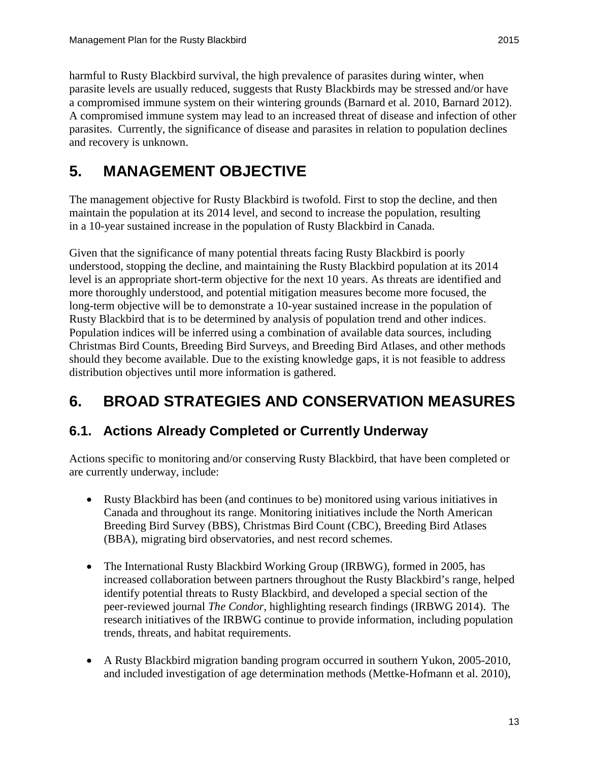harmful to Rusty Blackbird survival, the high prevalence of parasites during winter, when parasite levels are usually reduced, suggests that Rusty Blackbirds may be stressed and/or have a compromised immune system on their wintering grounds (Barnard et al. 2010, Barnard 2012). A compromised immune system may lead to an increased threat of disease and infection of other parasites. Currently, the significance of disease and parasites in relation to population declines and recovery is unknown.

# 5. MANAGEMENT OBJECTIVE

The management objective for Rusty Blackbird is twofold. First to stop the decline, and then maintain the population at its 2014 level, and second to increase the population, resulting in a 10-year sustained increase in the population of Rusty Blackbird in Canada.

Given that the significance of many potential threats facing Rusty Blackbird is poorly understood, stopping the decline, and maintaining the Rusty Blackbird population at its 2014 level is an appropriate short-term objective for the next 10 years. As threats are identified and more thoroughly understood, and potential mitigation measures become more focused, the long-term objective will be to demonstrate a 10-year sustained increase in the population of Rusty Blackbird that is to be determined by analysis of population trend and other indices. Population indices will be inferred using a combination of available data sources, including Christmas Bird Counts, Breeding Bird Surveys, and Breeding Bird Atlases, and other methods should they become available. Due to the existing knowledge gaps, it is not feasible to address distribution objectives until more information is gathered.

# 6. BROAD STRATEGIES AND CONSERVATION MEASURES

## 6.1. Actions Already Completed or Currently Underway

Actions specific to monitoring and/or conserving Rusty Blackbird, that have been completed or are currently underway, include:

- Rusty Blackbird has been (and continues to be) monitored using various initiatives in Canada and throughout its range. Monitoring initiatives include the North American Breeding Bird Survey (BBS), Christmas Bird Count (CBC), Breeding Bird Atlases (BBA), migrating bird observatories, and nest record schemes.

- The International Rusty Blackbird Working Group (IRBWG), formed in 2005, has increased collaboration between partners throughout the Rusty Blackbird's range, helped identify potential threats to Rusty Blackbird, and developed a special section of the peer-reviewed journal *The Condor*, highlighting research findings (IRBWG 2014). The research initiatives of the IRBWG continue to provide information, including population trends, threats, and habitat requirements.

- A Rusty Blackbird migration banding program occurred in southern Yukon, 2005-2010, and included investigation of age determination methods (Mettke-Hofmann et al. 2010),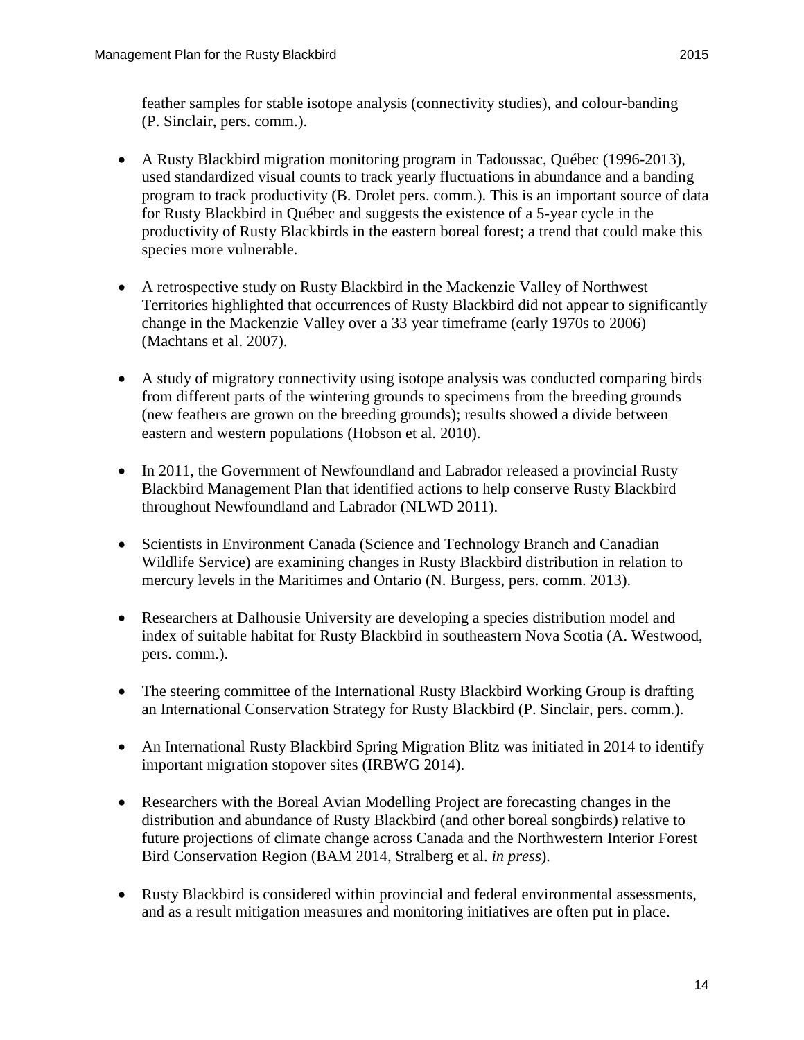feather samples for stable isotope analysis (connectivity studies), and colour-banding (P. Sinclair, pers. comm.).

- A Rusty Blackbird migration monitoring program in Tadoussac, Québec (1996-2013), used standardized visual counts to track yearly fluctuations in abundance and a banding program to track productivity (B. Drolet pers. comm.). This is an important source of data for Rusty Blackbird in Québec and suggests the existence of a 5-year cycle in the productivity of Rusty Blackbirds in the eastern boreal forest; a trend that could make this species more vulnerable.

- A retrospective study on Rusty Blackbird in the Mackenzie Valley of Northwest Territories highlighted that occurrences of Rusty Blackbird did not appear to significantly change in the Mackenzie Valley over a 33 year timeframe (early 1970s to 2006) (Machtans et al. 2007).

- A study of migratory connectivity using isotope analysis was conducted comparing birds from different parts of the wintering grounds to specimens from the breeding grounds (new feathers are grown on the breeding grounds); results showed a divide between eastern and western populations (Hobson et al. 2010).

- In 2011, the Government of Newfoundland and Labrador released a provincial Rusty Blackbird Management Plan that identified actions to help conserve Rusty Blackbird throughout Newfoundland and Labrador (NLWD 2011).

- Scientists in Environment Canada (Science and Technology Branch and Canadian Wildlife Service) are examining changes in Rusty Blackbird distribution in relation to mercury levels in the Maritimes and Ontario (N. Burgess, pers. comm. 2013).

- Researchers at Dalhousie University are developing a species distribution model and index of suitable habitat for Rusty Blackbird in southeastern Nova Scotia (A. Westwood, pers. comm.).

- The steering committee of the International Rusty Blackbird Working Group is drafting an International Conservation Strategy for Rusty Blackbird (P. Sinclair, pers. comm.).

- An International Rusty Blackbird Spring Migration Blitz was initiated in 2014 to identify important migration stopover sites (IRBWG 2014).

- Researchers with the Boreal Avian Modelling Project are forecasting changes in the distribution and abundance of Rusty Blackbird (and other boreal songbirds) relative to future projections of climate change across Canada and the Northwestern Interior Forest Bird Conservation Region (BAM 2014, Stralberg et al. *in press*).

- Rusty Blackbird is considered within provincial and federal environmental assessments, and as a result mitigation measures and monitoring initiatives are often put in place.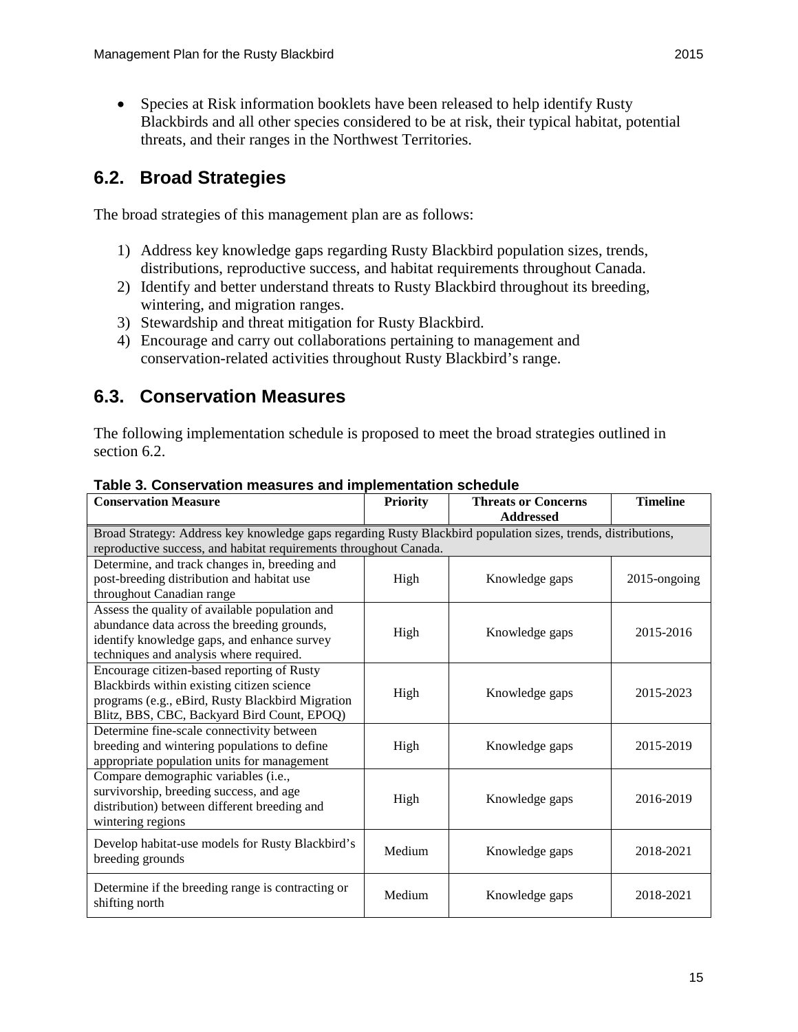- Species at Risk information booklets have been released to help identify Rusty Blackbirds and all other species considered to be at risk, their typical habitat, potential threats, and their ranges in the Northwest Territories.

## 6.2. Broad Strategies

The broad strategies of this management plan are as follows:

1) Address key knowledge gaps regarding Rusty Blackbird population sizes, trends, distributions, reproductive success, and habitat requirements throughout Canada.
2) Identify and better understand threats to Rusty Blackbird throughout its breeding, wintering, and migration ranges.
3) Stewardship and threat mitigation for Rusty Blackbird.
4) Encourage and carry out collaborations pertaining to management and conservation-related activities throughout Rusty Blackbird's range.

## 6.3. Conservation Measures

The following implementation schedule is proposed to meet the broad strategies outlined in section 6.2.

**Table 3. Conservation measures and implementation schedule**

| Conservation Measure | Priority | Threats or Concerns Addressed | Timeline |
|---|---|---|---|
| Broad Strategy: Address key knowledge gaps regarding Rusty Blackbird population sizes, trends, distributions, reproductive success, and habitat requirements throughout Canada. | | | |
| Determine, and track changes in, breeding and post-breeding distribution and habitat use throughout Canadian range | High | Knowledge gaps | 2015-ongoing |
| Assess the quality of available population and abundance data across the breeding grounds, identify knowledge gaps, and enhance survey techniques and analysis where required. | High | Knowledge gaps | 2015-2016 |
| Encourage citizen-based reporting of Rusty Blackbirds within existing citizen science programs (e.g., eBird, Rusty Blackbird Migration Blitz, BBS, CBC, Backyard Bird Count, EPOQ) | High | Knowledge gaps | 2015-2023 |
| Determine fine-scale connectivity between breeding and wintering populations to define appropriate population units for management | High | Knowledge gaps | 2015-2019 |
| Compare demographic variables (i.e., survivorship, breeding success, and age distribution) between different breeding and wintering regions | High | Knowledge gaps | 2016-2019 |
| Develop habitat-use models for Rusty Blackbird's breeding grounds | Medium | Knowledge gaps | 2018-2021 |
| Determine if the breeding range is contracting or shifting north | Medium | Knowledge gaps | 2018-2021 |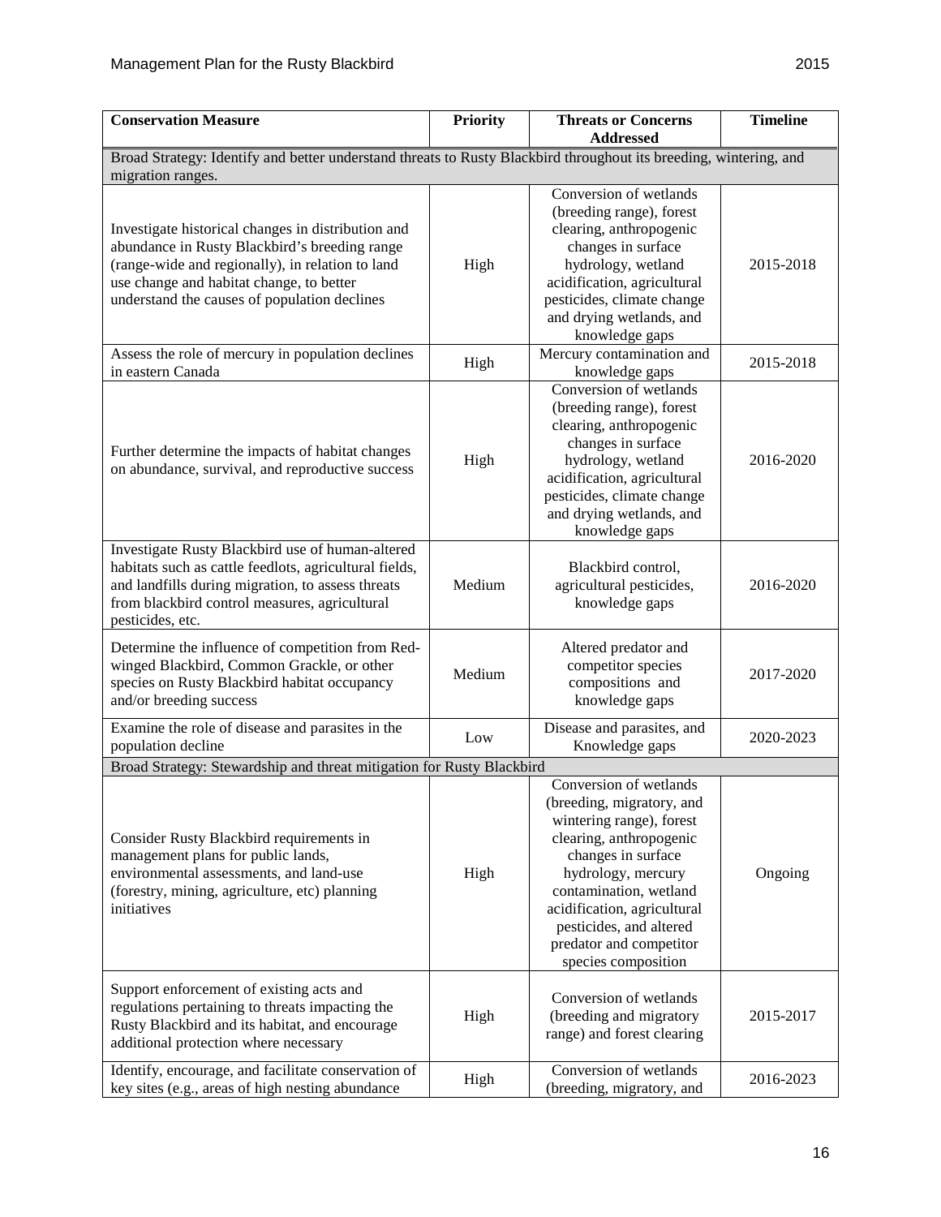| Conservation Measure | Priority | Threats or Concerns Addressed | Timeline |
|---|---|---|---|
| Broad Strategy: Identify and better understand threats to Rusty Blackbird throughout its breeding, wintering, and migration ranges. | | | |
| Investigate historical changes in distribution and abundance in Rusty Blackbird's breeding range (range-wide and regionally), in relation to land use change and habitat change, to better understand the causes of population declines | High | Conversion of wetlands (breeding range), forest clearing, anthropogenic changes in surface hydrology, wetland acidification, agricultural pesticides, climate change and drying wetlands, and knowledge gaps | 2015-2018 |
| Assess the role of mercury in population declines in eastern Canada | High | Mercury contamination and knowledge gaps | 2015-2018 |
| Further determine the impacts of habitat changes on abundance, survival, and reproductive success | High | Conversion of wetlands (breeding range), forest clearing, anthropogenic changes in surface hydrology, wetland acidification, agricultural pesticides, climate change and drying wetlands, and knowledge gaps | 2016-2020 |
| Investigate Rusty Blackbird use of human-altered habitats such as cattle feedlots, agricultural fields, and landfills during migration, to assess threats from blackbird control measures, agricultural pesticides, etc. | Medium | Blackbird control, agricultural pesticides, knowledge gaps | 2016-2020 |
| Determine the influence of competition from Red-winged Blackbird, Common Grackle, or other species on Rusty Blackbird habitat occupancy and/or breeding success | Medium | Altered predator and competitor species compositions and knowledge gaps | 2017-2020 |
| Examine the role of disease and parasites in the population decline | Low | Disease and parasites, and Knowledge gaps | 2020-2023 |
| Broad Strategy: Stewardship and threat mitigation for Rusty Blackbird | | | |
| Consider Rusty Blackbird requirements in management plans for public lands, environmental assessments, and land-use (forestry, mining, agriculture, etc) planning initiatives | High | Conversion of wetlands (breeding, migratory, and wintering range), forest clearing, anthropogenic changes in surface hydrology, mercury contamination, wetland acidification, agricultural pesticides, and altered predator and competitor species composition | Ongoing |
| Support enforcement of existing acts and regulations pertaining to threats impacting the Rusty Blackbird and its habitat, and encourage additional protection where necessary | High | Conversion of wetlands (breeding and migratory range) and forest clearing | 2015-2017 |
| Identify, encourage, and facilitate conservation of key sites (e.g., areas of high nesting abundance | High | Conversion of wetlands (breeding, migratory, and | 2016-2023 |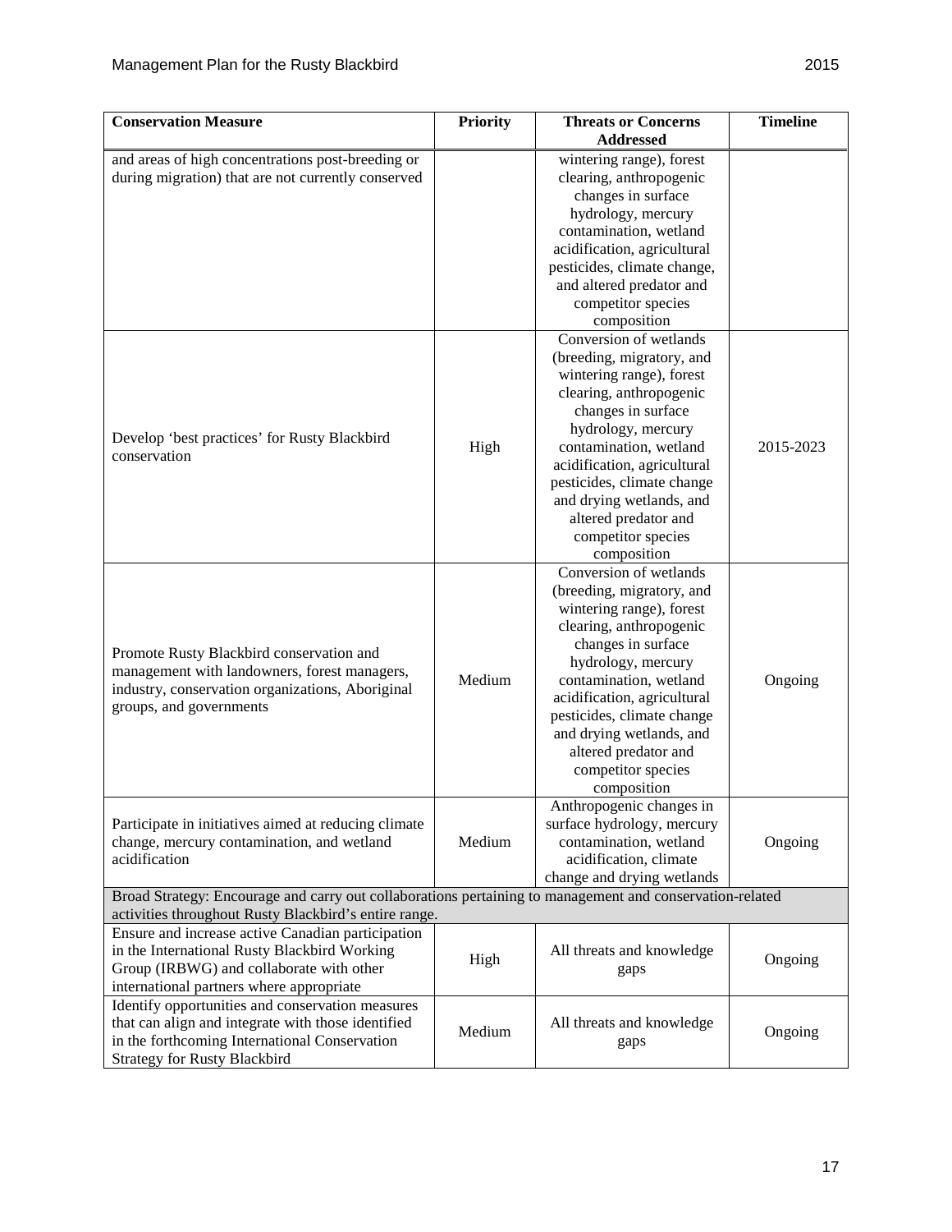| Conservation Measure | Priority | Threats or Concerns Addressed | Timeline |
|---|---|---|---|
| and areas of high concentrations post-breeding or during migration) that are not currently conserved | | wintering range), forest clearing, anthropogenic changes in surface hydrology, mercury contamination, wetland acidification, agricultural pesticides, climate change, and altered predator and competitor species composition | |
| Develop 'best practices' for Rusty Blackbird conservation | High | Conversion of wetlands (breeding, migratory, and wintering range), forest clearing, anthropogenic changes in surface hydrology, mercury contamination, wetland acidification, agricultural pesticides, climate change and drying wetlands, and altered predator and competitor species composition | 2015-2023 |
| Promote Rusty Blackbird conservation and management with landowners, forest managers, industry, conservation organizations, Aboriginal groups, and governments | Medium | Conversion of wetlands (breeding, migratory, and wintering range), forest clearing, anthropogenic changes in surface hydrology, mercury contamination, wetland acidification, agricultural pesticides, climate change and drying wetlands, and altered predator and competitor species composition | Ongoing |
| Participate in initiatives aimed at reducing climate change, mercury contamination, and wetland acidification | Medium | Anthropogenic changes in surface hydrology, mercury contamination, wetland acidification, climate change and drying wetlands | Ongoing |
| Broad Strategy: Encourage and carry out collaborations pertaining to management and conservation-related activities throughout Rusty Blackbird's entire range. | | | |
| Ensure and increase active Canadian participation in the International Rusty Blackbird Working Group (IRBWG) and collaborate with other international partners where appropriate | High | All threats and knowledge gaps | Ongoing |
| Identify opportunities and conservation measures that can align and integrate with those identified in the forthcoming International Conservation Strategy for Rusty Blackbird | Medium | All threats and knowledge gaps | Ongoing |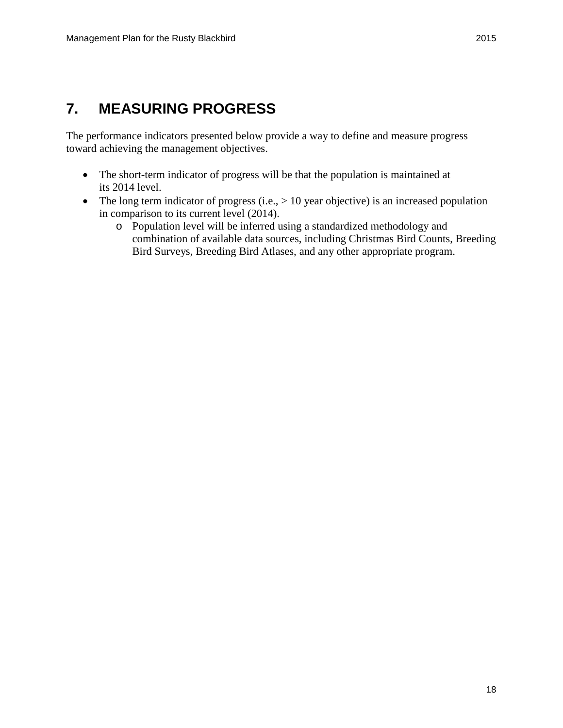# 7. MEASURING PROGRESS

The performance indicators presented below provide a way to define and measure progress toward achieving the management objectives.

- The short-term indicator of progress will be that the population is maintained at its 2014 level.
- The long term indicator of progress (i.e., > 10 year objective) is an increased population in comparison to its current level (2014).
  - Population level will be inferred using a standardized methodology and combination of available data sources, including Christmas Bird Counts, Breeding Bird Surveys, Breeding Bird Atlases, and any other appropriate program.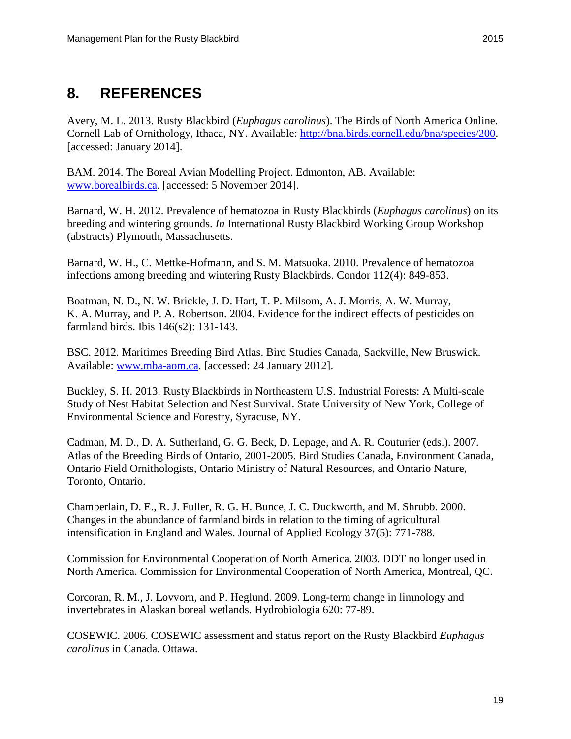## 8. REFERENCES

Avery, M. L. 2013. Rusty Blackbird (*Euphagus carolinus*). The Birds of North America Online. Cornell Lab of Ornithology, Ithaca, NY. Available: [http://bna.birds.cornell.edu/bna/species/200](http://bna.birds.cornell.edu/bna/species/200). [accessed: January 2014].

BAM. 2014. The Boreal Avian Modelling Project. Edmonton, AB. Available: [www.borealbirds.ca](www.borealbirds.ca). [accessed: 5 November 2014].

Barnard, W. H. 2012. Prevalence of hematozoa in Rusty Blackbirds (*Euphagus carolinus*) on its breeding and wintering grounds. *In* International Rusty Blackbird Working Group Workshop (abstracts) Plymouth, Massachusetts.

Barnard, W. H., C. Mettke-Hofmann, and S. M. Matsuoka. 2010. Prevalence of hematozoa infections among breeding and wintering Rusty Blackbirds. Condor 112(4): 849-853.

Boatman, N. D., N. W. Brickle, J. D. Hart, T. P. Milsom, A. J. Morris, A. W. Murray, K. A. Murray, and P. A. Robertson. 2004. Evidence for the indirect effects of pesticides on farmland birds. Ibis 146(s2): 131-143.

BSC. 2012. Maritimes Breeding Bird Atlas. Bird Studies Canada, Sackville, New Bruswick. Available: [www.mba-aom.ca](www.mba-aom.ca). [accessed: 24 January 2012].

Buckley, S. H. 2013. Rusty Blackbirds in Northeastern U.S. Industrial Forests: A Multi-scale Study of Nest Habitat Selection and Nest Survival. State University of New York, College of Environmental Science and Forestry, Syracuse, NY.

Cadman, M. D., D. A. Sutherland, G. G. Beck, D. Lepage, and A. R. Couturier (eds.). 2007. Atlas of the Breeding Birds of Ontario, 2001-2005. Bird Studies Canada, Environment Canada, Ontario Field Ornithologists, Ontario Ministry of Natural Resources, and Ontario Nature, Toronto, Ontario.

Chamberlain, D. E., R. J. Fuller, R. G. H. Bunce, J. C. Duckworth, and M. Shrubb. 2000. Changes in the abundance of farmland birds in relation to the timing of agricultural intensification in England and Wales. Journal of Applied Ecology 37(5): 771-788.

Commission for Environmental Cooperation of North America. 2003. DDT no longer used in North America. Commission for Environmental Cooperation of North America, Montreal, QC.

Corcoran, R. M., J. Lovvorn, and P. Heglund. 2009. Long-term change in limnology and invertebrates in Alaskan boreal wetlands. Hydrobiologia 620: 77-89.

COSEWIC. 2006. COSEWIC assessment and status report on the Rusty Blackbird *Euphagus carolinus* in Canada. Ottawa.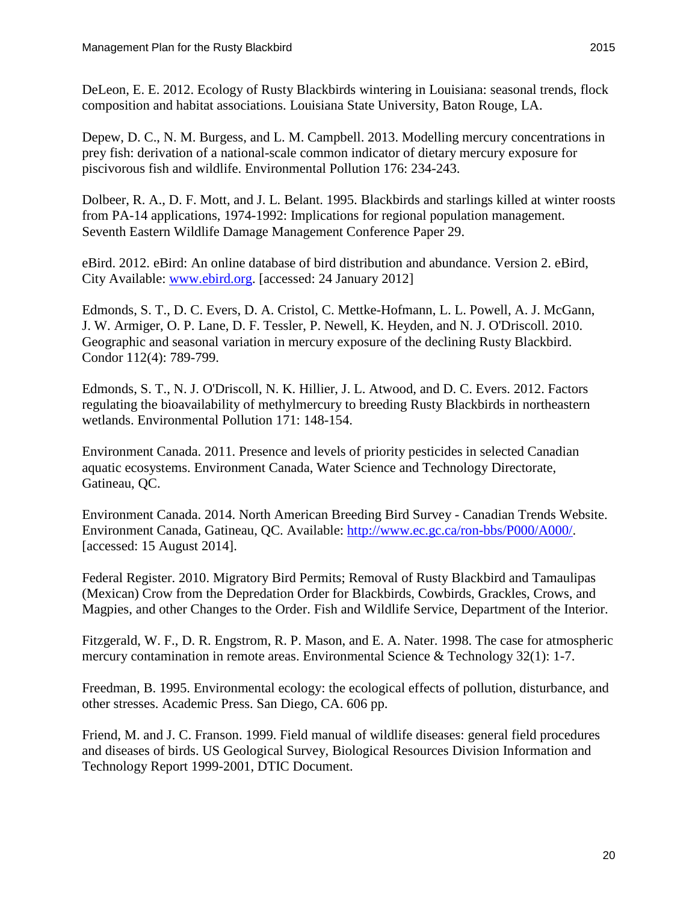DeLeon, E. E. 2012. Ecology of Rusty Blackbirds wintering in Louisiana: seasonal trends, flock composition and habitat associations. Louisiana State University, Baton Rouge, LA.

Depew, D. C., N. M. Burgess, and L. M. Campbell. 2013. Modelling mercury concentrations in prey fish: derivation of a national-scale common indicator of dietary mercury exposure for piscivorous fish and wildlife. Environmental Pollution 176: 234-243.

Dolbeer, R. A., D. F. Mott, and J. L. Belant. 1995. Blackbirds and starlings killed at winter roosts from PA-14 applications, 1974-1992: Implications for regional population management. Seventh Eastern Wildlife Damage Management Conference Paper 29.

eBird. 2012. eBird: An online database of bird distribution and abundance. Version 2. eBird, City Available: www.ebird.org. [accessed: 24 January 2012]

Edmonds, S. T., D. C. Evers, D. A. Cristol, C. Mettke-Hofmann, L. L. Powell, A. J. McGann, J. W. Armiger, O. P. Lane, D. F. Tessler, P. Newell, K. Heyden, and N. J. O'Driscoll. 2010. Geographic and seasonal variation in mercury exposure of the declining Rusty Blackbird. Condor 112(4): 789-799.

Edmonds, S. T., N. J. O'Driscoll, N. K. Hillier, J. L. Atwood, and D. C. Evers. 2012. Factors regulating the bioavailability of methylmercury to breeding Rusty Blackbirds in northeastern wetlands. Environmental Pollution 171: 148-154.

Environment Canada. 2011. Presence and levels of priority pesticides in selected Canadian aquatic ecosystems. Environment Canada, Water Science and Technology Directorate, Gatineau, QC.

Environment Canada. 2014. North American Breeding Bird Survey - Canadian Trends Website. Environment Canada, Gatineau, QC. Available: http://www.ec.gc.ca/ron-bbs/P000/A000/. [accessed: 15 August 2014].

Federal Register. 2010. Migratory Bird Permits; Removal of Rusty Blackbird and Tamaulipas (Mexican) Crow from the Depredation Order for Blackbirds, Cowbirds, Grackles, Crows, and Magpies, and other Changes to the Order. Fish and Wildlife Service, Department of the Interior.

Fitzgerald, W. F., D. R. Engstrom, R. P. Mason, and E. A. Nater. 1998. The case for atmospheric mercury contamination in remote areas. Environmental Science & Technology 32(1): 1-7.

Freedman, B. 1995. Environmental ecology: the ecological effects of pollution, disturbance, and other stresses. Academic Press. San Diego, CA. 606 pp.

Friend, M. and J. C. Franson. 1999. Field manual of wildlife diseases: general field procedures and diseases of birds. US Geological Survey, Biological Resources Division Information and Technology Report 1999-2001, DTIC Document.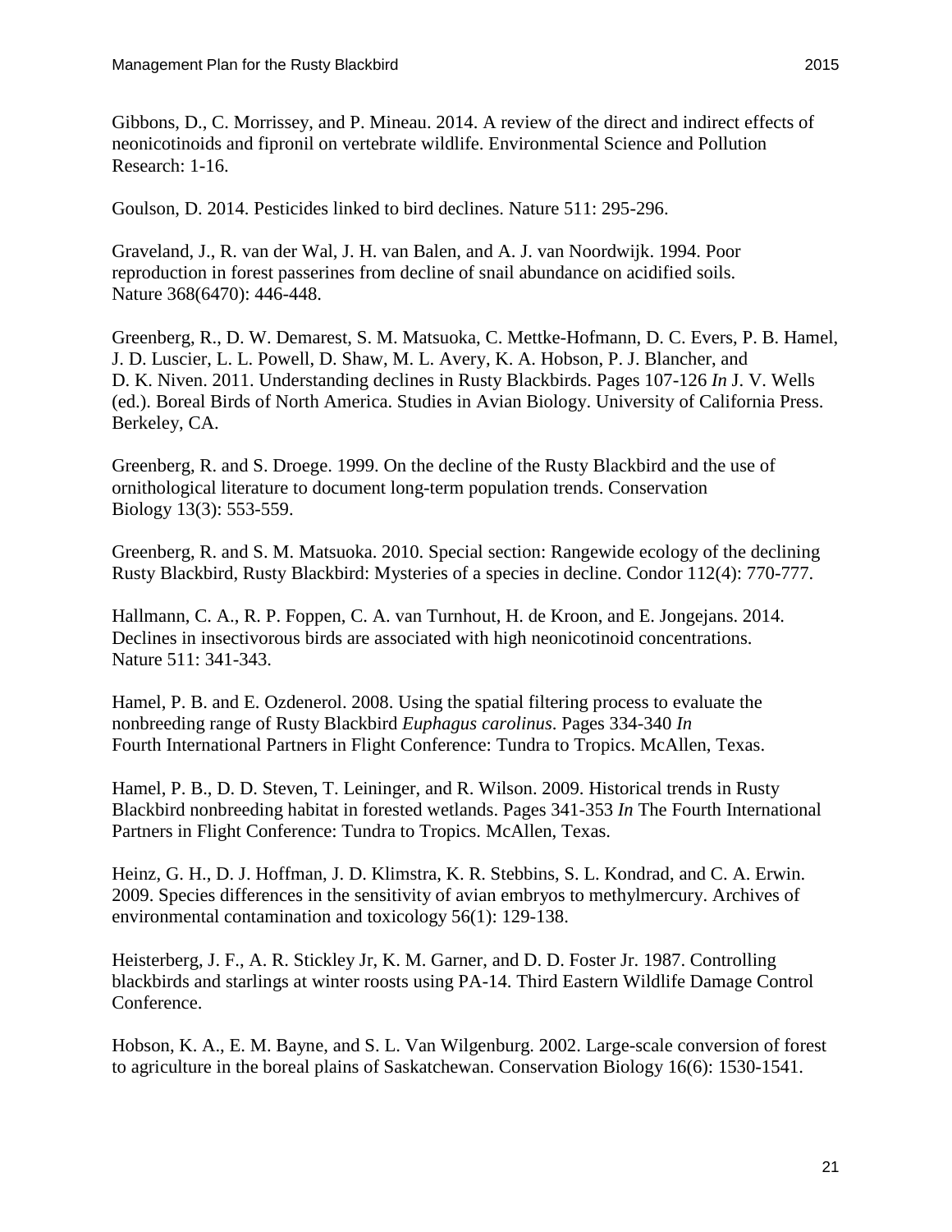Gibbons, D., C. Morrissey, and P. Mineau. 2014. A review of the direct and indirect effects of neonicotinoids and fipronil on vertebrate wildlife. Environmental Science and Pollution Research: 1-16.

Goulson, D. 2014. Pesticides linked to bird declines. Nature 511: 295-296.

Graveland, J., R. van der Wal, J. H. van Balen, and A. J. van Noordwijk. 1994. Poor reproduction in forest passerines from decline of snail abundance on acidified soils. Nature 368(6470): 446-448.

Greenberg, R., D. W. Demarest, S. M. Matsuoka, C. Mettke-Hofmann, D. C. Evers, P. B. Hamel, J. D. Luscier, L. L. Powell, D. Shaw, M. L. Avery, K. A. Hobson, P. J. Blancher, and D. K. Niven. 2011. Understanding declines in Rusty Blackbirds. Pages 107-126 *In* J. V. Wells (ed.). Boreal Birds of North America. Studies in Avian Biology. University of California Press. Berkeley, CA.

Greenberg, R. and S. Droege. 1999. On the decline of the Rusty Blackbird and the use of ornithological literature to document long-term population trends. Conservation Biology 13(3): 553-559.

Greenberg, R. and S. M. Matsuoka. 2010. Special section: Rangewide ecology of the declining Rusty Blackbird, Rusty Blackbird: Mysteries of a species in decline. Condor 112(4): 770-777.

Hallmann, C. A., R. P. Foppen, C. A. van Turnhout, H. de Kroon, and E. Jongejans. 2014. Declines in insectivorous birds are associated with high neonicotinoid concentrations. Nature 511: 341-343.

Hamel, P. B. and E. Ozdenerol. 2008. Using the spatial filtering process to evaluate the nonbreeding range of Rusty Blackbird *Euphagus carolinus*. Pages 334-340 *In* Fourth International Partners in Flight Conference: Tundra to Tropics. McAllen, Texas.

Hamel, P. B., D. D. Steven, T. Leininger, and R. Wilson. 2009. Historical trends in Rusty Blackbird nonbreeding habitat in forested wetlands. Pages 341-353 *In* The Fourth International Partners in Flight Conference: Tundra to Tropics. McAllen, Texas.

Heinz, G. H., D. J. Hoffman, J. D. Klimstra, K. R. Stebbins, S. L. Kondrad, and C. A. Erwin. 2009. Species differences in the sensitivity of avian embryos to methylmercury. Archives of environmental contamination and toxicology 56(1): 129-138.

Heisterberg, J. F., A. R. Stickley Jr, K. M. Garner, and D. D. Foster Jr. 1987. Controlling blackbirds and starlings at winter roosts using PA-14. Third Eastern Wildlife Damage Control Conference.

Hobson, K. A., E. M. Bayne, and S. L. Van Wilgenburg. 2002. Large-scale conversion of forest to agriculture in the boreal plains of Saskatchewan. Conservation Biology 16(6): 1530-1541.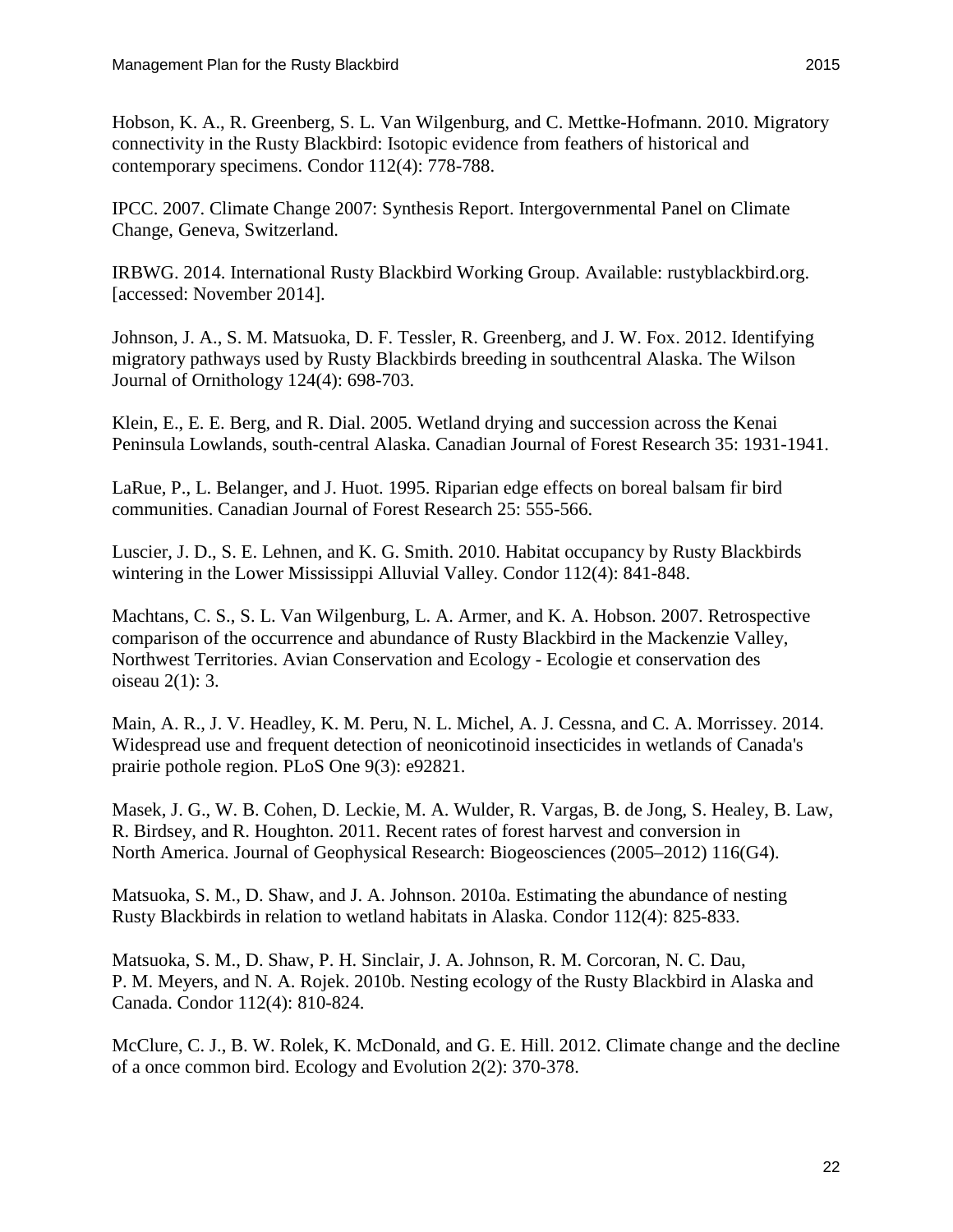Hobson, K. A., R. Greenberg, S. L. Van Wilgenburg, and C. Mettke-Hofmann. 2010. Migratory connectivity in the Rusty Blackbird: Isotopic evidence from feathers of historical and contemporary specimens. Condor 112(4): 778-788.

IPCC. 2007. Climate Change 2007: Synthesis Report. Intergovernmental Panel on Climate Change, Geneva, Switzerland.

IRBWG. 2014. International Rusty Blackbird Working Group. Available: rustyblackbird.org. [accessed: November 2014].

Johnson, J. A., S. M. Matsuoka, D. F. Tessler, R. Greenberg, and J. W. Fox. 2012. Identifying migratory pathways used by Rusty Blackbirds breeding in southcentral Alaska. The Wilson Journal of Ornithology 124(4): 698-703.

Klein, E., E. E. Berg, and R. Dial. 2005. Wetland drying and succession across the Kenai Peninsula Lowlands, south-central Alaska. Canadian Journal of Forest Research 35: 1931-1941.

LaRue, P., L. Belanger, and J. Huot. 1995. Riparian edge effects on boreal balsam fir bird communities. Canadian Journal of Forest Research 25: 555-566.

Luscier, J. D., S. E. Lehnen, and K. G. Smith. 2010. Habitat occupancy by Rusty Blackbirds wintering in the Lower Mississippi Alluvial Valley. Condor 112(4): 841-848.

Machtans, C. S., S. L. Van Wilgenburg, L. A. Armer, and K. A. Hobson. 2007. Retrospective comparison of the occurrence and abundance of Rusty Blackbird in the Mackenzie Valley, Northwest Territories. Avian Conservation and Ecology - Ecologie et conservation des oiseau 2(1): 3.

Main, A. R., J. V. Headley, K. M. Peru, N. L. Michel, A. J. Cessna, and C. A. Morrissey. 2014. Widespread use and frequent detection of neonicotinoid insecticides in wetlands of Canada's prairie pothole region. PLoS One 9(3): e92821.

Masek, J. G., W. B. Cohen, D. Leckie, M. A. Wulder, R. Vargas, B. de Jong, S. Healey, B. Law, R. Birdsey, and R. Houghton. 2011. Recent rates of forest harvest and conversion in North America. Journal of Geophysical Research: Biogeosciences (2005–2012) 116(G4).

Matsuoka, S. M., D. Shaw, and J. A. Johnson. 2010a. Estimating the abundance of nesting Rusty Blackbirds in relation to wetland habitats in Alaska. Condor 112(4): 825-833.

Matsuoka, S. M., D. Shaw, P. H. Sinclair, J. A. Johnson, R. M. Corcoran, N. C. Dau, P. M. Meyers, and N. A. Rojek. 2010b. Nesting ecology of the Rusty Blackbird in Alaska and Canada. Condor 112(4): 810-824.

McClure, C. J., B. W. Rolek, K. McDonald, and G. E. Hill. 2012. Climate change and the decline of a once common bird. Ecology and Evolution 2(2): 370-378.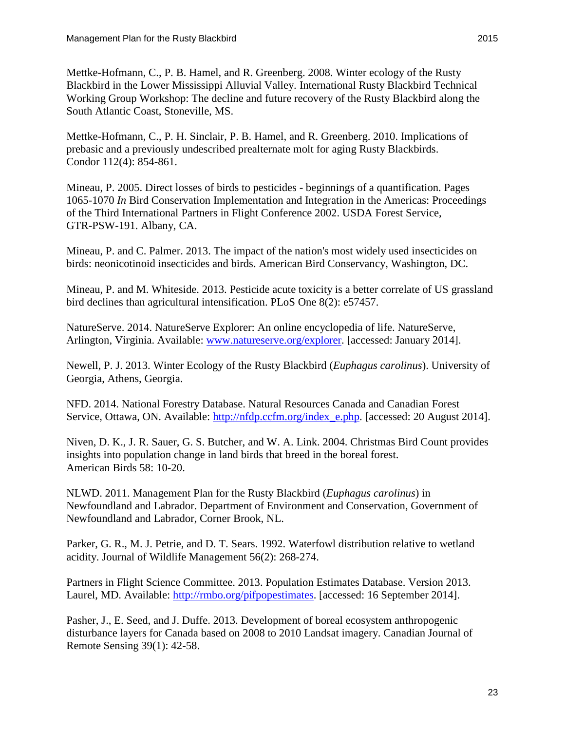Mettke-Hofmann, C., P. B. Hamel, and R. Greenberg. 2008. Winter ecology of the Rusty Blackbird in the Lower Mississippi Alluvial Valley. International Rusty Blackbird Technical Working Group Workshop: The decline and future recovery of the Rusty Blackbird along the South Atlantic Coast, Stoneville, MS.

Mettke-Hofmann, C., P. H. Sinclair, P. B. Hamel, and R. Greenberg. 2010. Implications of prebasic and a previously undescribed prealternate molt for aging Rusty Blackbirds. Condor 112(4): 854-861.

Mineau, P. 2005. Direct losses of birds to pesticides - beginnings of a quantification. Pages 1065-1070 *In* Bird Conservation Implementation and Integration in the Americas: Proceedings of the Third International Partners in Flight Conference 2002. USDA Forest Service, GTR-PSW-191. Albany, CA.

Mineau, P. and C. Palmer. 2013. The impact of the nation's most widely used insecticides on birds: neonicotinoid insecticides and birds. American Bird Conservancy, Washington, DC.

Mineau, P. and M. Whiteside. 2013. Pesticide acute toxicity is a better correlate of US grassland bird declines than agricultural intensification. PLoS One 8(2): e57457.

NatureServe. 2014. NatureServe Explorer: An online encyclopedia of life. NatureServe, Arlington, Virginia. Available: www.natureserve.org/explorer. [accessed: January 2014].

Newell, P. J. 2013. Winter Ecology of the Rusty Blackbird (*Euphagus carolinus*). University of Georgia, Athens, Georgia.

NFD. 2014. National Forestry Database. Natural Resources Canada and Canadian Forest Service, Ottawa, ON. Available: http://nfdp.ccfm.org/index_e.php. [accessed: 20 August 2014].

Niven, D. K., J. R. Sauer, G. S. Butcher, and W. A. Link. 2004. Christmas Bird Count provides insights into population change in land birds that breed in the boreal forest. American Birds 58: 10-20.

NLWD. 2011. Management Plan for the Rusty Blackbird (*Euphagus carolinus*) in Newfoundland and Labrador. Department of Environment and Conservation, Government of Newfoundland and Labrador, Corner Brook, NL.

Parker, G. R., M. J. Petrie, and D. T. Sears. 1992. Waterfowl distribution relative to wetland acidity. Journal of Wildlife Management 56(2): 268-274.

Partners in Flight Science Committee. 2013. Population Estimates Database. Version 2013. Laurel, MD. Available: http://rmbo.org/pifpopestimates. [accessed: 16 September 2014].

Pasher, J., E. Seed, and J. Duffe. 2013. Development of boreal ecosystem anthropogenic disturbance layers for Canada based on 2008 to 2010 Landsat imagery. Canadian Journal of Remote Sensing 39(1): 42-58.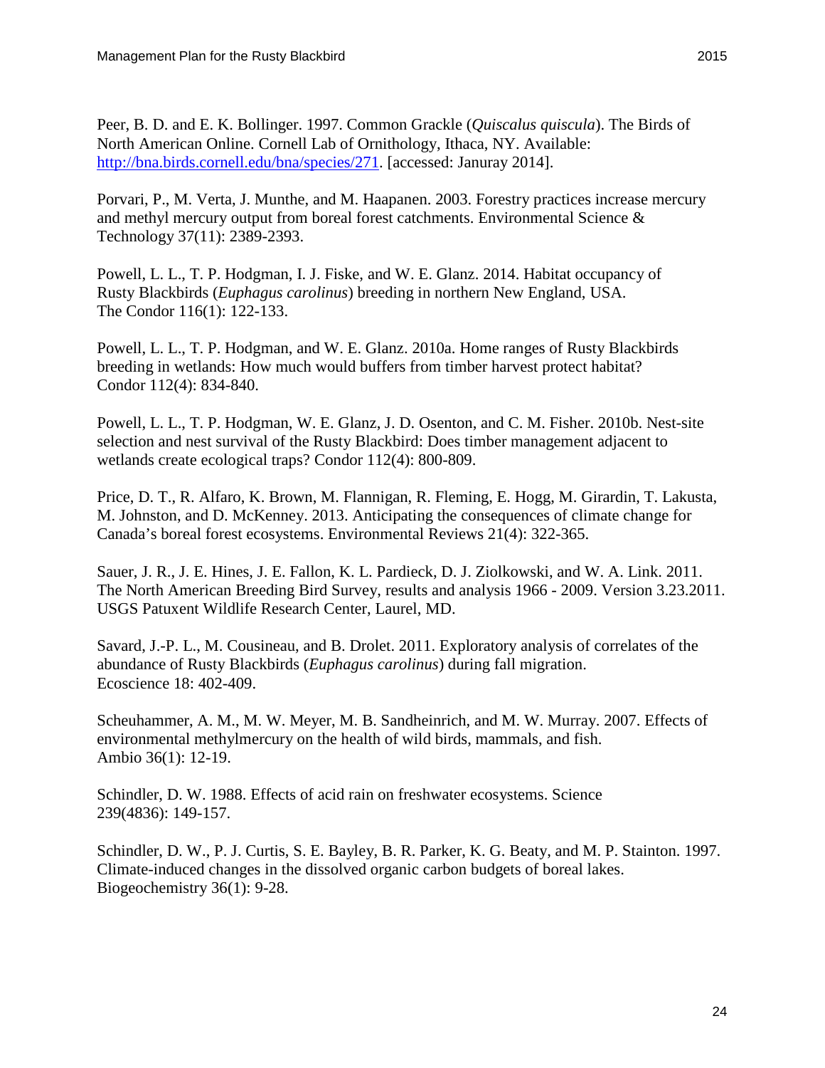Peer, B. D. and E. K. Bollinger. 1997. Common Grackle (*Quiscalus quiscula*). The Birds of North American Online. Cornell Lab of Ornithology, Ithaca, NY. Available: http://bna.birds.cornell.edu/bna/species/271. [accessed: Januray 2014].

Porvari, P., M. Verta, J. Munthe, and M. Haapanen. 2003. Forestry practices increase mercury and methyl mercury output from boreal forest catchments. Environmental Science & Technology 37(11): 2389-2393.

Powell, L. L., T. P. Hodgman, I. J. Fiske, and W. E. Glanz. 2014. Habitat occupancy of Rusty Blackbirds (*Euphagus carolinus*) breeding in northern New England, USA. The Condor 116(1): 122-133.

Powell, L. L., T. P. Hodgman, and W. E. Glanz. 2010a. Home ranges of Rusty Blackbirds breeding in wetlands: How much would buffers from timber harvest protect habitat? Condor 112(4): 834-840.

Powell, L. L., T. P. Hodgman, W. E. Glanz, J. D. Osenton, and C. M. Fisher. 2010b. Nest-site selection and nest survival of the Rusty Blackbird: Does timber management adjacent to wetlands create ecological traps? Condor 112(4): 800-809.

Price, D. T., R. Alfaro, K. Brown, M. Flannigan, R. Fleming, E. Hogg, M. Girardin, T. Lakusta, M. Johnston, and D. McKenney. 2013. Anticipating the consequences of climate change for Canada's boreal forest ecosystems. Environmental Reviews 21(4): 322-365.

Sauer, J. R., J. E. Hines, J. E. Fallon, K. L. Pardieck, D. J. Ziolkowski, and W. A. Link. 2011. The North American Breeding Bird Survey, results and analysis 1966 - 2009. Version 3.23.2011. USGS Patuxent Wildlife Research Center, Laurel, MD.

Savard, J.-P. L., M. Cousineau, and B. Drolet. 2011. Exploratory analysis of correlates of the abundance of Rusty Blackbirds (*Euphagus carolinus*) during fall migration. Ecoscience 18: 402-409.

Scheuhammer, A. M., M. W. Meyer, M. B. Sandheinrich, and M. W. Murray. 2007. Effects of environmental methylmercury on the health of wild birds, mammals, and fish. Ambio 36(1): 12-19.

Schindler, D. W. 1988. Effects of acid rain on freshwater ecosystems. Science 239(4836): 149-157.

Schindler, D. W., P. J. Curtis, S. E. Bayley, B. R. Parker, K. G. Beaty, and M. P. Stainton. 1997. Climate-induced changes in the dissolved organic carbon budgets of boreal lakes. Biogeochemistry 36(1): 9-28.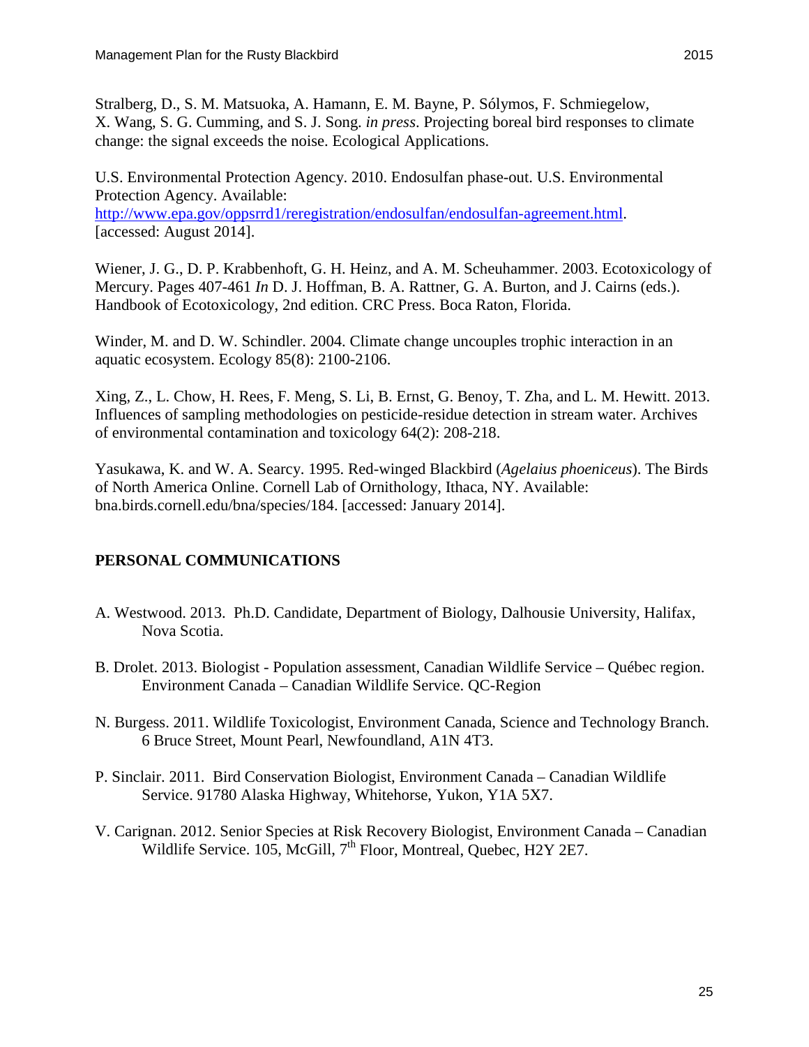Stralberg, D., S. M. Matsuoka, A. Hamann, E. M. Bayne, P. Sólymos, F. Schmiegelow, X. Wang, S. G. Cumming, and S. J. Song. *in press*. Projecting boreal bird responses to climate change: the signal exceeds the noise. Ecological Applications.

U.S. Environmental Protection Agency. 2010. Endosulfan phase-out. U.S. Environmental Protection Agency. Available: [http://www.epa.gov/oppsrrd1/reregistration/endosulfan/endosulfan-agreement.html](http://www.epa.gov/oppsrrd1/reregistration/endosulfan/endosulfan-agreement.html). [accessed: August 2014].

Wiener, J. G., D. P. Krabbenhoft, G. H. Heinz, and A. M. Scheuhammer. 2003. Ecotoxicology of Mercury. Pages 407-461 *In* D. J. Hoffman, B. A. Rattner, G. A. Burton, and J. Cairns (eds.). Handbook of Ecotoxicology, 2nd edition. CRC Press. Boca Raton, Florida.

Winder, M. and D. W. Schindler. 2004. Climate change uncouples trophic interaction in an aquatic ecosystem. Ecology 85(8): 2100-2106.

Xing, Z., L. Chow, H. Rees, F. Meng, S. Li, B. Ernst, G. Benoy, T. Zha, and L. M. Hewitt. 2013. Influences of sampling methodologies on pesticide-residue detection in stream water. Archives of environmental contamination and toxicology 64(2): 208-218.

Yasukawa, K. and W. A. Searcy. 1995. Red-winged Blackbird (*Agelaius phoeniceus*). The Birds of North America Online. Cornell Lab of Ornithology, Ithaca, NY. Available: bna.birds.cornell.edu/bna/species/184. [accessed: January 2014].

## PERSONAL COMMUNICATIONS

A. Westwood. 2013. Ph.D. Candidate, Department of Biology, Dalhousie University, Halifax, Nova Scotia.

B. Drolet. 2013. Biologist - Population assessment, Canadian Wildlife Service – Québec region. Environment Canada – Canadian Wildlife Service. QC-Region

N. Burgess. 2011. Wildlife Toxicologist, Environment Canada, Science and Technology Branch. 6 Bruce Street, Mount Pearl, Newfoundland, A1N 4T3.

P. Sinclair. 2011. Bird Conservation Biologist, Environment Canada – Canadian Wildlife Service. 91780 Alaska Highway, Whitehorse, Yukon, Y1A 5X7.

V. Carignan. 2012. Senior Species at Risk Recovery Biologist, Environment Canada – Canadian Wildlife Service. 105, McGill, 7th Floor, Montreal, Quebec, H2Y 2E7.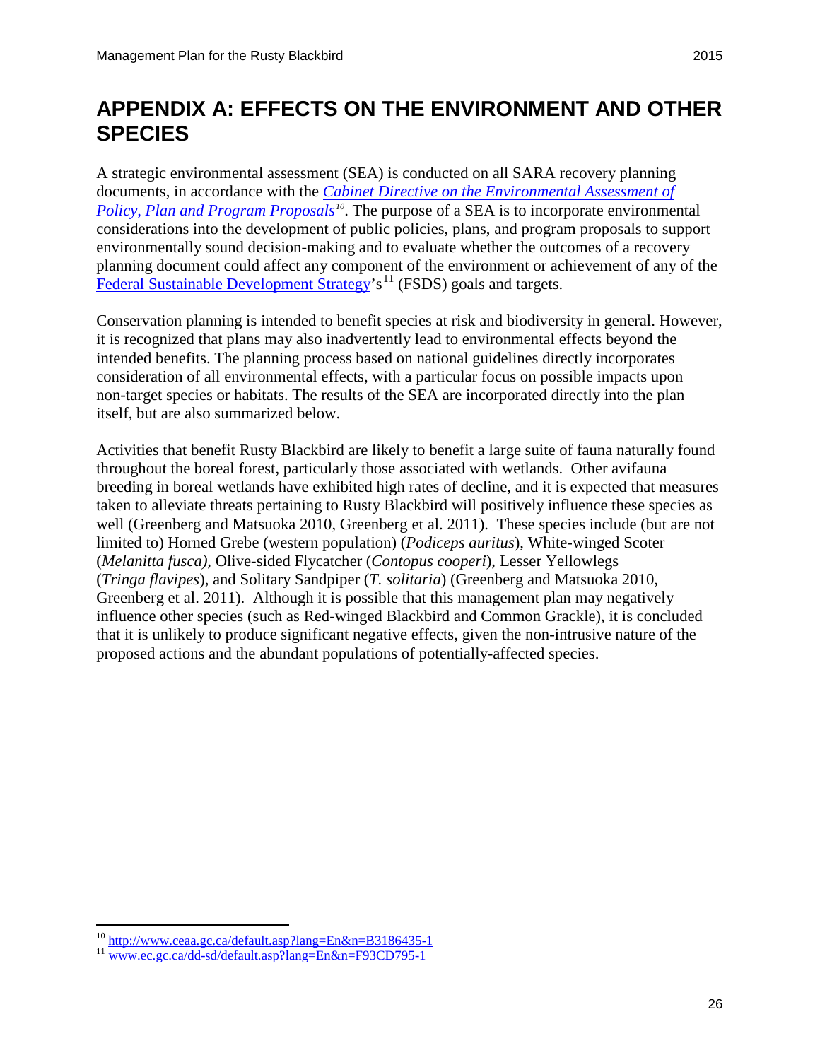# APPENDIX A: EFFECTS ON THE ENVIRONMENT AND OTHER SPECIES

A strategic environmental assessment (SEA) is conducted on all SARA recovery planning documents, in accordance with the *Cabinet Directive on the Environmental Assessment of Policy, Plan and Program Proposals*[10]. The purpose of a SEA is to incorporate environmental considerations into the development of public policies, plans, and program proposals to support environmentally sound decision-making and to evaluate whether the outcomes of a recovery planning document could affect any component of the environment or achievement of any of the Federal Sustainable Development Strategy's[11] (FSDS) goals and targets.

Conservation planning is intended to benefit species at risk and biodiversity in general. However, it is recognized that plans may also inadvertently lead to environmental effects beyond the intended benefits. The planning process based on national guidelines directly incorporates consideration of all environmental effects, with a particular focus on possible impacts upon non-target species or habitats. The results of the SEA are incorporated directly into the plan itself, but are also summarized below.

Activities that benefit Rusty Blackbird are likely to benefit a large suite of fauna naturally found throughout the boreal forest, particularly those associated with wetlands. Other avifauna breeding in boreal wetlands have exhibited high rates of decline, and it is expected that measures taken to alleviate threats pertaining to Rusty Blackbird will positively influence these species as well (Greenberg and Matsuoka 2010, Greenberg et al. 2011). These species include (but are not limited to) Horned Grebe (western population) (*Podiceps auritus*), White-winged Scoter (*Melanitta fusca),* Olive-sided Flycatcher (*Contopus cooperi*), Lesser Yellowlegs (*Tringa flavipes*), and Solitary Sandpiper (*T. solitaria*) (Greenberg and Matsuoka 2010, Greenberg et al. 2011). Although it is possible that this management plan may negatively influence other species (such as Red-winged Blackbird and Common Grackle), it is concluded that it is unlikely to produce significant negative effects, given the non-intrusive nature of the proposed actions and the abundant populations of potentially-affected species.

---

[10] http://www.ceaa.gc.ca/default.asp?lang=En&n=B3186435-1

[11] www.ec.gc.ca/dd-sd/default.asp?lang=En&n=F93CD795-1